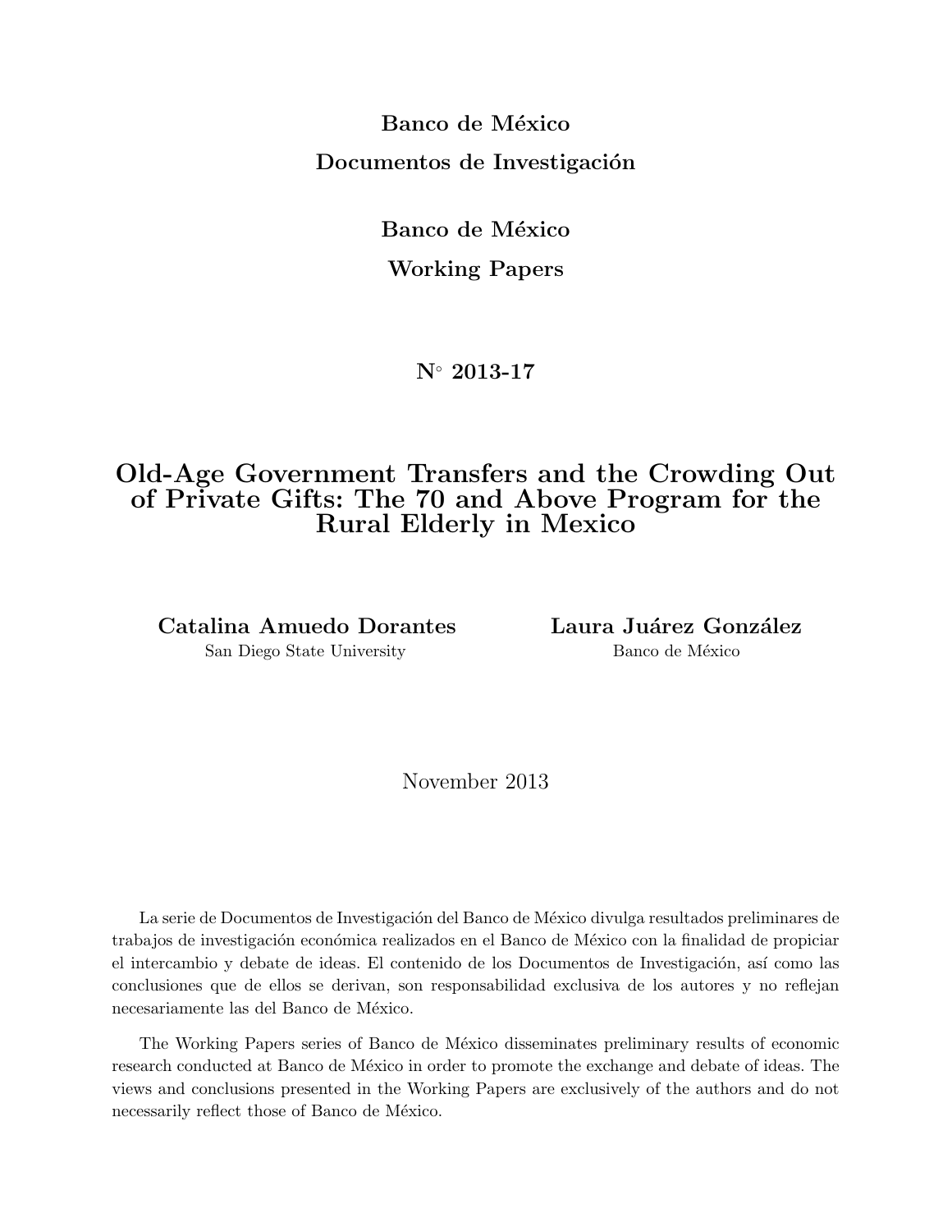**Banco de México**

**Documentos de Investigación**

**Banco de México**

**Working Papers**

**N° 2013-17**

# Old-Age Government Transfers and the Crowding Out of Private Gifts: The 70 and Above Program for the Rural Elderly in Mexico

**Catalina Amuedo Dorantes**
San Diego State University

**Laura Juárez González**
Banco de México

November 2013

La serie de Documentos de Investigación del Banco de México divulga resultados preliminares de trabajos de investigación económica realizados en el Banco de México con la finalidad de propiciar el intercambio y debate de ideas. El contenido de los Documentos de Investigación, así como las conclusiones que de ellos se derivan, son responsabilidad exclusiva de los autores y no reflejan necesariamente las del Banco de México.

The Working Papers series of Banco de México disseminates preliminary results of economic research conducted at Banco de México in order to promote the exchange and debate of ideas. The views and conclusions presented in the Working Papers are exclusively of the authors and do not necessarily reflect those of Banco de México.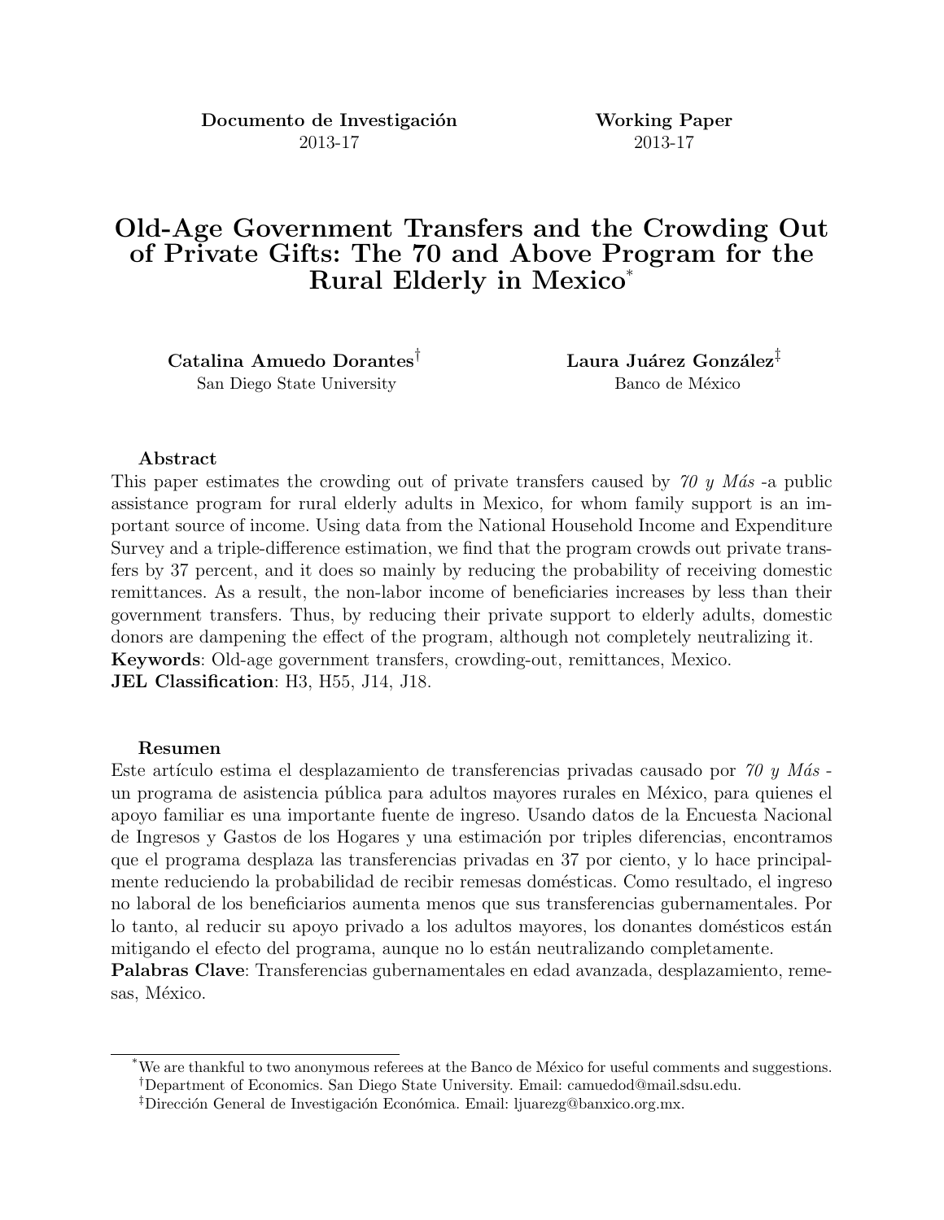**Documento de Investigación**
2013-17

**Working Paper**
2013-17

# Old-Age Government Transfers and the Crowding Out of Private Gifts: The 70 and Above Program for the Rural Elderly in Mexico[*]

**Catalina Amuedo Dorantes**[†]
San Diego State University

**Laura Juárez González**[‡]
Banco de México

**Abstract**

This paper estimates the crowding out of private transfers caused by *70 y Más* -a public assistance program for rural elderly adults in Mexico, for whom family support is an important source of income. Using data from the National Household Income and Expenditure Survey and a triple-difference estimation, we find that the program crowds out private transfers by 37 percent, and it does so mainly by reducing the probability of receiving domestic remittances. As a result, the non-labor income of beneficiaries increases by less than their government transfers. Thus, by reducing their private support to elderly adults, domestic donors are dampening the effect of the program, although not completely neutralizing it.
**Keywords**: Old-age government transfers, crowding-out, remittances, Mexico.
**JEL Classification**: H3, H55, J14, J18.

**Resumen**

Este artículo estima el desplazamiento de transferencias privadas causado por *70 y Más* - un programa de asistencia pública para adultos mayores rurales en México, para quienes el apoyo familiar es una importante fuente de ingreso. Usando datos de la Encuesta Nacional de Ingresos y Gastos de los Hogares y una estimación por triples diferencias, encontramos que el programa desplaza las transferencias privadas en 37 por ciento, y lo hace principalmente reduciendo la probabilidad de recibir remesas domésticas. Como resultado, el ingreso no laboral de los beneficiarios aumenta menos que sus transferencias gubernamentales. Por lo tanto, al reducir su apoyo privado a los adultos mayores, los donantes domésticos están mitigando el efecto del programa, aunque no lo están neutralizando completamente.
**Palabras Clave**: Transferencias gubernamentales en edad avanzada, desplazamiento, remesas, México.

---

[*] We are thankful to two anonymous referees at the Banco de México for useful comments and suggestions.
[†] Department of Economics. San Diego State University. Email: camuedod@mail.sdsu.edu.
[‡] Dirección General de Investigación Económica. Email: ljuarezg@banxico.org.mx.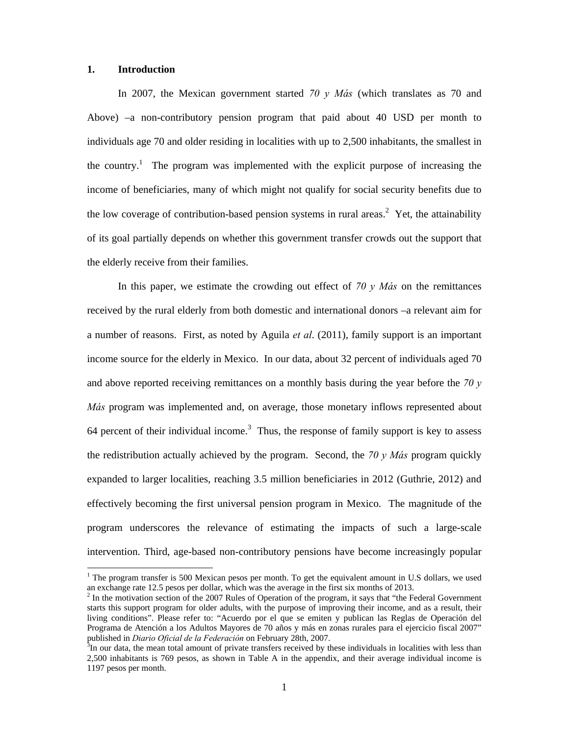## 1. Introduction

In 2007, the Mexican government started *70 y Más* (which translates as 70 and Above) –a non-contributory pension program that paid about 40 USD per month to individuals age 70 and older residing in localities with up to 2,500 inhabitants, the smallest in the country.[1] The program was implemented with the explicit purpose of increasing the income of beneficiaries, many of which might not qualify for social security benefits due to the low coverage of contribution-based pension systems in rural areas.[2] Yet, the attainability of its goal partially depends on whether this government transfer crowds out the support that the elderly receive from their families.

In this paper, we estimate the crowding out effect of *70 y Más* on the remittances received by the rural elderly from both domestic and international donors –a relevant aim for a number of reasons. First, as noted by Aguila *et al*. (2011), family support is an important income source for the elderly in Mexico. In our data, about 32 percent of individuals aged 70 and above reported receiving remittances on a monthly basis during the year before the *70 y Más* program was implemented and, on average, those monetary inflows represented about 64 percent of their individual income.[3] Thus, the response of family support is key to assess the redistribution actually achieved by the program. Second, the *70 y Más* program quickly expanded to larger localities, reaching 3.5 million beneficiaries in 2012 (Guthrie, 2012) and effectively becoming the first universal pension program in Mexico. The magnitude of the program underscores the relevance of estimating the impacts of such a large-scale intervention. Third, age-based non-contributory pensions have become increasingly popular

[1] The program transfer is 500 Mexican pesos per month. To get the equivalent amount in U.S dollars, we used an exchange rate 12.5 pesos per dollar, which was the average in the first six months of 2013.

[2] In the motivation section of the 2007 Rules of Operation of the program, it says that "the Federal Government starts this support program for older adults, with the purpose of improving their income, and as a result, their living conditions". Please refer to: "Acuerdo por el que se emiten y publican las Reglas de Operación del Programa de Atención a los Adultos Mayores de 70 años y más en zonas rurales para el ejercicio fiscal 2007" published in *Diario Oficial de la Federación* on February 28th, 2007.

[3] In our data, the mean total amount of private transfers received by these individuals in localities with less than 2,500 inhabitants is 769 pesos, as shown in Table A in the appendix, and their average individual income is 1197 pesos per month.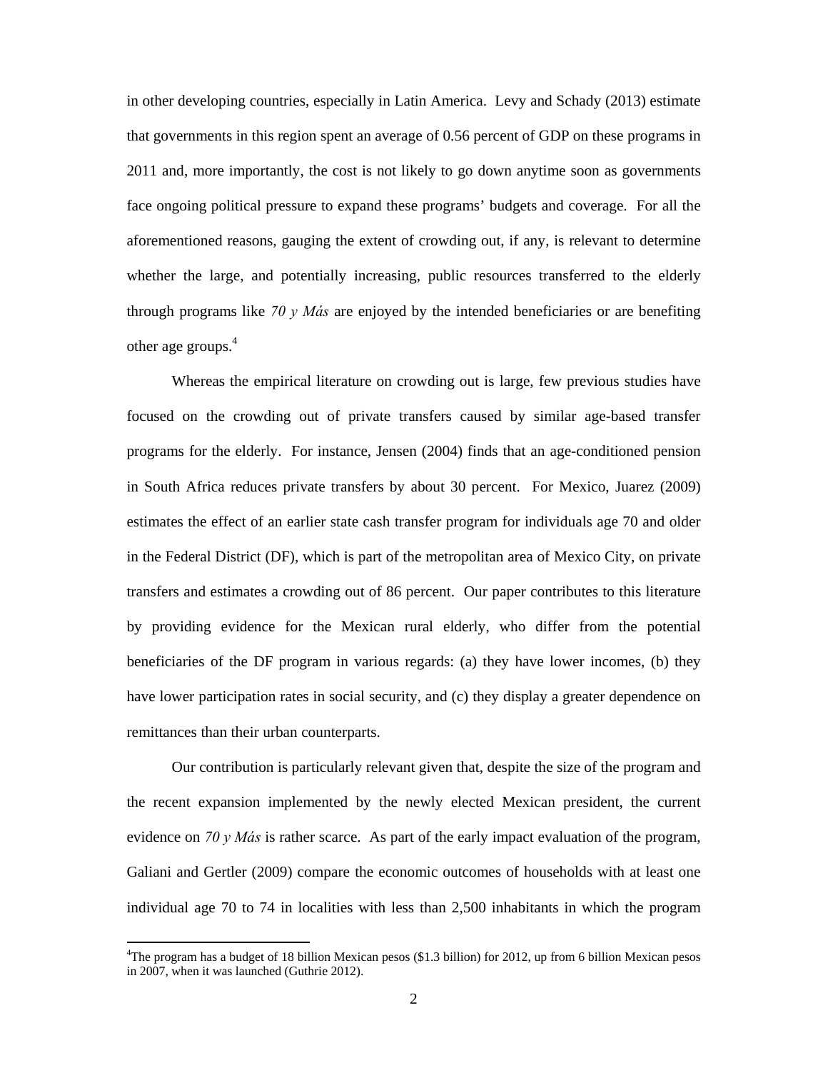in other developing countries, especially in Latin America. Levy and Schady (2013) estimate that governments in this region spent an average of 0.56 percent of GDP on these programs in 2011 and, more importantly, the cost is not likely to go down anytime soon as governments face ongoing political pressure to expand these programs' budgets and coverage. For all the aforementioned reasons, gauging the extent of crowding out, if any, is relevant to determine whether the large, and potentially increasing, public resources transferred to the elderly through programs like *70 y Más* are enjoyed by the intended beneficiaries or are benefiting other age groups.[4]

Whereas the empirical literature on crowding out is large, few previous studies have focused on the crowding out of private transfers caused by similar age-based transfer programs for the elderly. For instance, Jensen (2004) finds that an age-conditioned pension in South Africa reduces private transfers by about 30 percent. For Mexico, Juarez (2009) estimates the effect of an earlier state cash transfer program for individuals age 70 and older in the Federal District (DF), which is part of the metropolitan area of Mexico City, on private transfers and estimates a crowding out of 86 percent. Our paper contributes to this literature by providing evidence for the Mexican rural elderly, who differ from the potential beneficiaries of the DF program in various regards: (a) they have lower incomes, (b) they have lower participation rates in social security, and (c) they display a greater dependence on remittances than their urban counterparts.

Our contribution is particularly relevant given that, despite the size of the program and the recent expansion implemented by the newly elected Mexican president, the current evidence on *70 y Más* is rather scarce. As part of the early impact evaluation of the program, Galiani and Gertler (2009) compare the economic outcomes of households with at least one individual age 70 to 74 in localities with less than 2,500 inhabitants in which the program

[4]The program has a budget of 18 billion Mexican pesos ($1.3 billion) for 2012, up from 6 billion Mexican pesos in 2007, when it was launched (Guthrie 2012).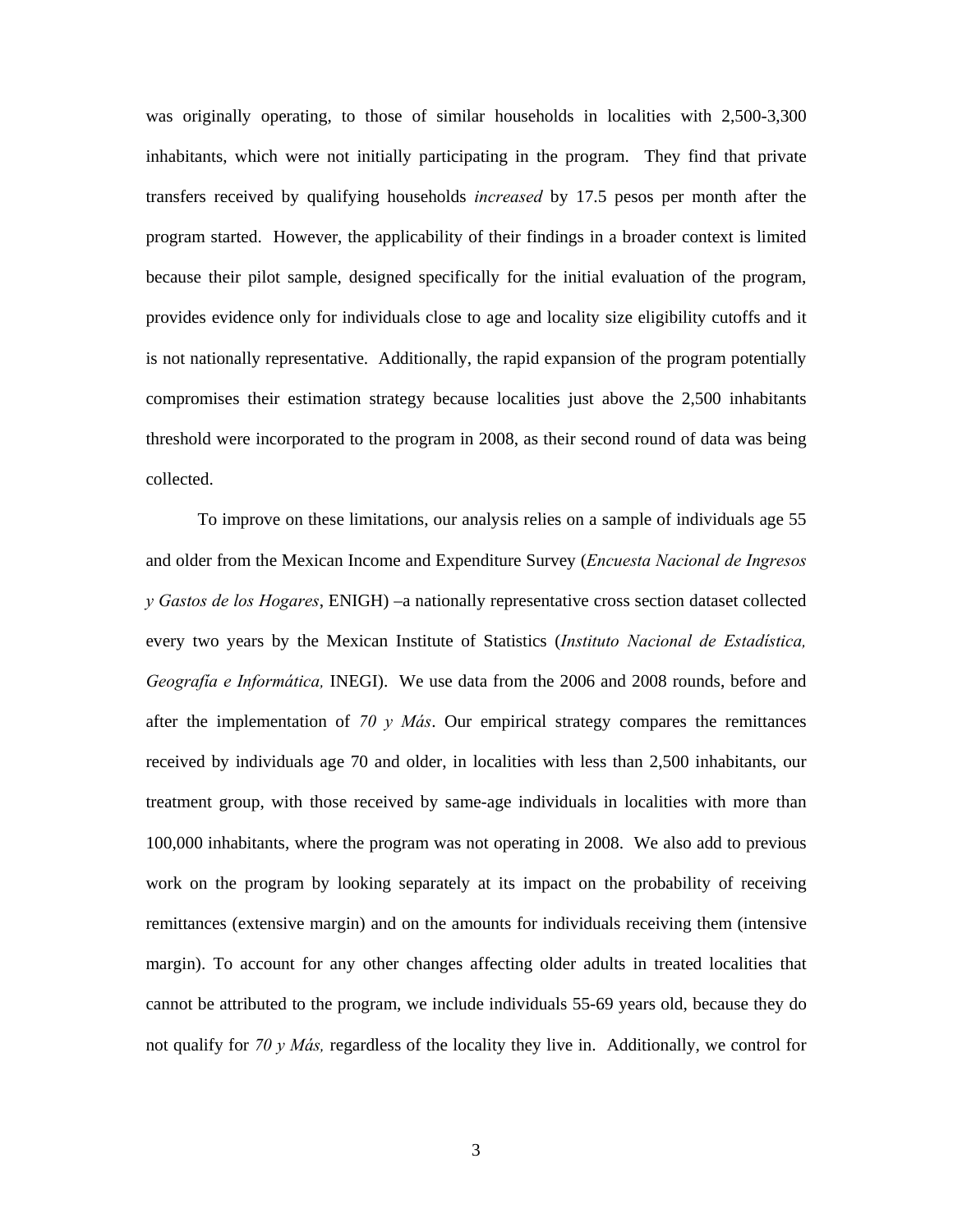was originally operating, to those of similar households in localities with 2,500-3,300 inhabitants, which were not initially participating in the program. They find that private transfers received by qualifying households *increased* by 17.5 pesos per month after the program started. However, the applicability of their findings in a broader context is limited because their pilot sample, designed specifically for the initial evaluation of the program, provides evidence only for individuals close to age and locality size eligibility cutoffs and it is not nationally representative. Additionally, the rapid expansion of the program potentially compromises their estimation strategy because localities just above the 2,500 inhabitants threshold were incorporated to the program in 2008, as their second round of data was being collected.

To improve on these limitations, our analysis relies on a sample of individuals age 55 and older from the Mexican Income and Expenditure Survey (*Encuesta Nacional de Ingresos y Gastos de los Hogares*, ENIGH) –a nationally representative cross section dataset collected every two years by the Mexican Institute of Statistics (*Instituto Nacional de Estadística, Geografía e Informática,* INEGI). We use data from the 2006 and 2008 rounds, before and after the implementation of *70 y Más*. Our empirical strategy compares the remittances received by individuals age 70 and older, in localities with less than 2,500 inhabitants, our treatment group, with those received by same-age individuals in localities with more than 100,000 inhabitants, where the program was not operating in 2008. We also add to previous work on the program by looking separately at its impact on the probability of receiving remittances (extensive margin) and on the amounts for individuals receiving them (intensive margin). To account for any other changes affecting older adults in treated localities that cannot be attributed to the program, we include individuals 55-69 years old, because they do not qualify for *70 y Más,* regardless of the locality they live in. Additionally, we control for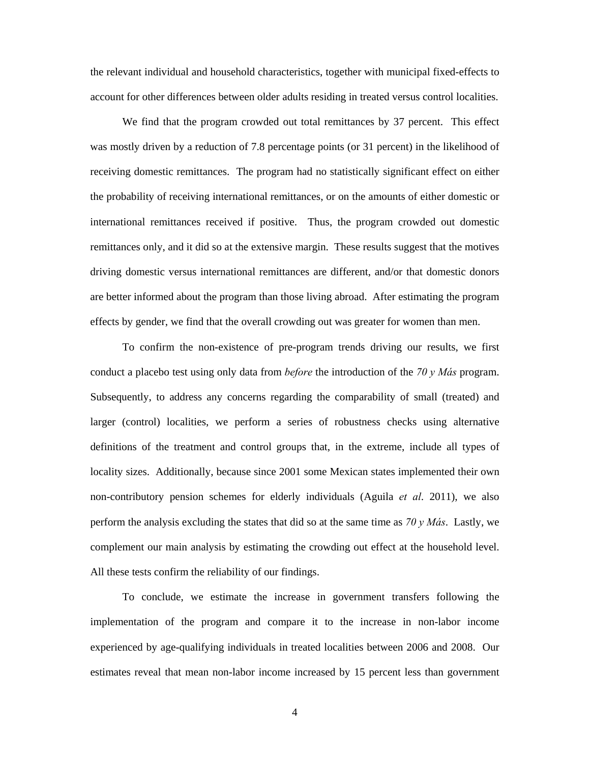the relevant individual and household characteristics, together with municipal fixed-effects to account for other differences between older adults residing in treated versus control localities.

We find that the program crowded out total remittances by 37 percent. This effect was mostly driven by a reduction of 7.8 percentage points (or 31 percent) in the likelihood of receiving domestic remittances. The program had no statistically significant effect on either the probability of receiving international remittances, or on the amounts of either domestic or international remittances received if positive. Thus, the program crowded out domestic remittances only, and it did so at the extensive margin. These results suggest that the motives driving domestic versus international remittances are different, and/or that domestic donors are better informed about the program than those living abroad. After estimating the program effects by gender, we find that the overall crowding out was greater for women than men.

To confirm the non-existence of pre-program trends driving our results, we first conduct a placebo test using only data from *before* the introduction of the *70 y Más* program. Subsequently, to address any concerns regarding the comparability of small (treated) and larger (control) localities, we perform a series of robustness checks using alternative definitions of the treatment and control groups that, in the extreme, include all types of locality sizes. Additionally, because since 2001 some Mexican states implemented their own non-contributory pension schemes for elderly individuals (Aguila *et al*. 2011), we also perform the analysis excluding the states that did so at the same time as *70 y Más*. Lastly, we complement our main analysis by estimating the crowding out effect at the household level. All these tests confirm the reliability of our findings.

To conclude, we estimate the increase in government transfers following the implementation of the program and compare it to the increase in non-labor income experienced by age-qualifying individuals in treated localities between 2006 and 2008. Our estimates reveal that mean non-labor income increased by 15 percent less than government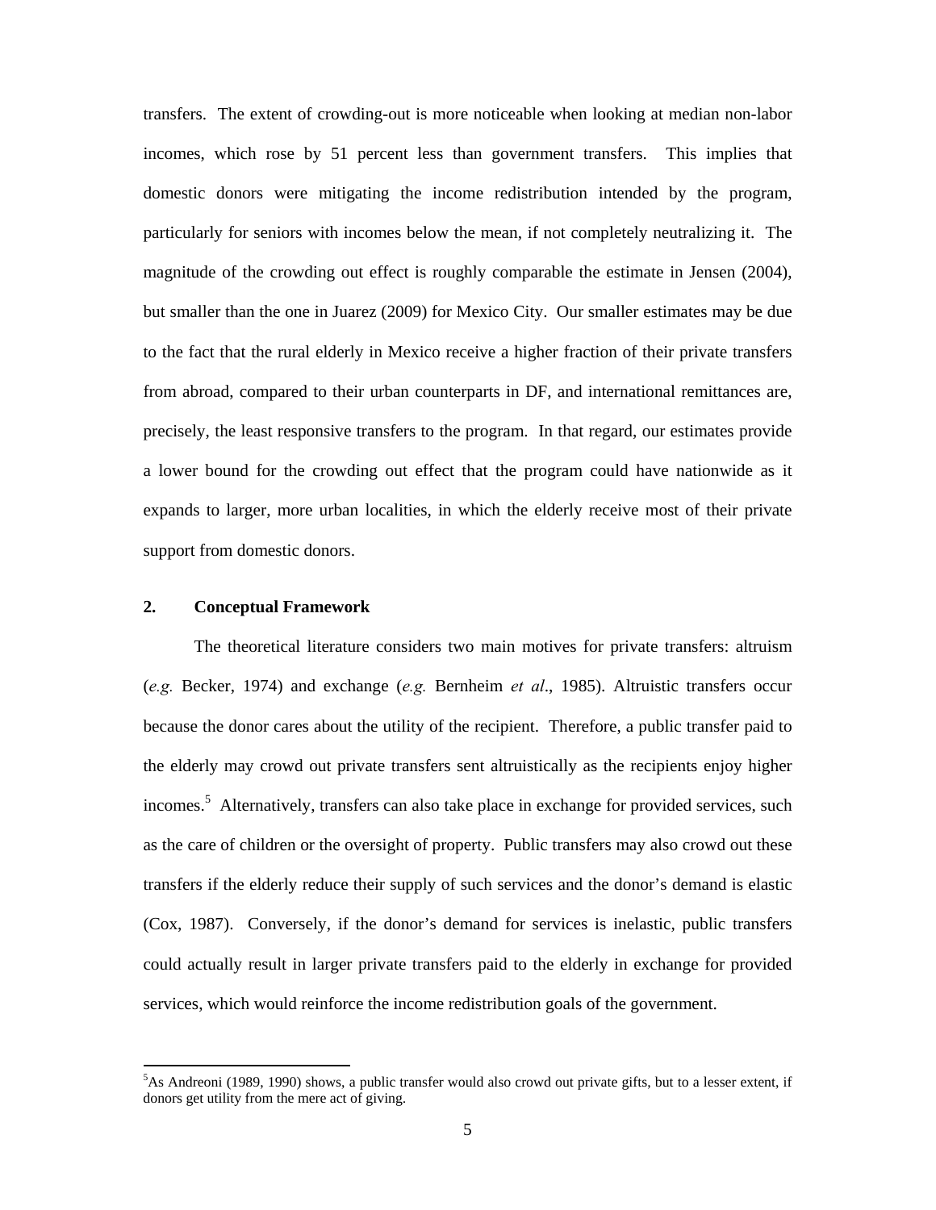transfers. The extent of crowding-out is more noticeable when looking at median non-labor incomes, which rose by 51 percent less than government transfers. This implies that domestic donors were mitigating the income redistribution intended by the program, particularly for seniors with incomes below the mean, if not completely neutralizing it. The magnitude of the crowding out effect is roughly comparable the estimate in Jensen (2004), but smaller than the one in Juarez (2009) for Mexico City. Our smaller estimates may be due to the fact that the rural elderly in Mexico receive a higher fraction of their private transfers from abroad, compared to their urban counterparts in DF, and international remittances are, precisely, the least responsive transfers to the program. In that regard, our estimates provide a lower bound for the crowding out effect that the program could have nationwide as it expands to larger, more urban localities, in which the elderly receive most of their private support from domestic donors.

## 2. Conceptual Framework

The theoretical literature considers two main motives for private transfers: altruism (*e.g.* Becker, 1974) and exchange (*e.g.* Bernheim *et al*., 1985). Altruistic transfers occur because the donor cares about the utility of the recipient. Therefore, a public transfer paid to the elderly may crowd out private transfers sent altruistically as the recipients enjoy higher incomes.[5] Alternatively, transfers can also take place in exchange for provided services, such as the care of children or the oversight of property. Public transfers may also crowd out these transfers if the elderly reduce their supply of such services and the donor's demand is elastic (Cox, 1987). Conversely, if the donor's demand for services is inelastic, public transfers could actually result in larger private transfers paid to the elderly in exchange for provided services, which would reinforce the income redistribution goals of the government.

[5] As Andreoni (1989, 1990) shows, a public transfer would also crowd out private gifts, but to a lesser extent, if donors get utility from the mere act of giving.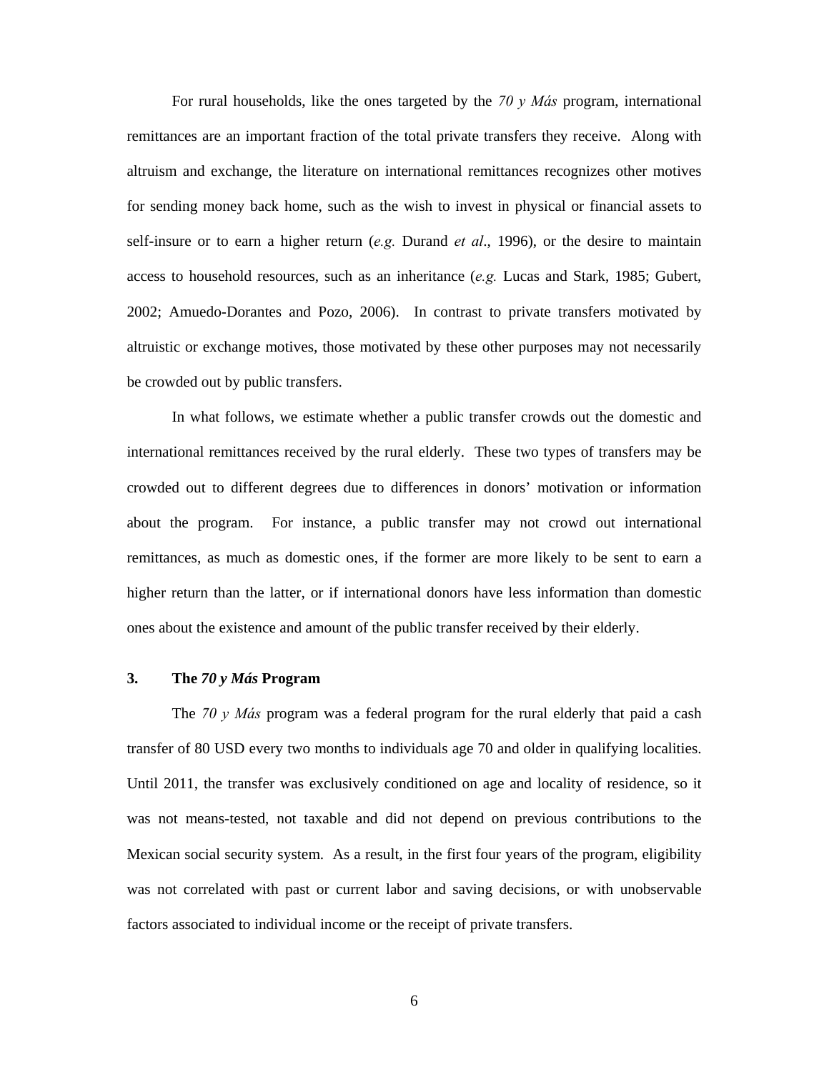For rural households, like the ones targeted by the *70 y Más* program, international remittances are an important fraction of the total private transfers they receive. Along with altruism and exchange, the literature on international remittances recognizes other motives for sending money back home, such as the wish to invest in physical or financial assets to self-insure or to earn a higher return (*e.g.* Durand *et al*., 1996), or the desire to maintain access to household resources, such as an inheritance (*e.g.* Lucas and Stark, 1985; Gubert, 2002; Amuedo-Dorantes and Pozo, 2006). In contrast to private transfers motivated by altruistic or exchange motives, those motivated by these other purposes may not necessarily be crowded out by public transfers.

In what follows, we estimate whether a public transfer crowds out the domestic and international remittances received by the rural elderly. These two types of transfers may be crowded out to different degrees due to differences in donors' motivation or information about the program. For instance, a public transfer may not crowd out international remittances, as much as domestic ones, if the former are more likely to be sent to earn a higher return than the latter, or if international donors have less information than domestic ones about the existence and amount of the public transfer received by their elderly.

## 3. The *70 y Más* Program

The *70 y Más* program was a federal program for the rural elderly that paid a cash transfer of 80 USD every two months to individuals age 70 and older in qualifying localities. Until 2011, the transfer was exclusively conditioned on age and locality of residence, so it was not means-tested, not taxable and did not depend on previous contributions to the Mexican social security system. As a result, in the first four years of the program, eligibility was not correlated with past or current labor and saving decisions, or with unobservable factors associated to individual income or the receipt of private transfers.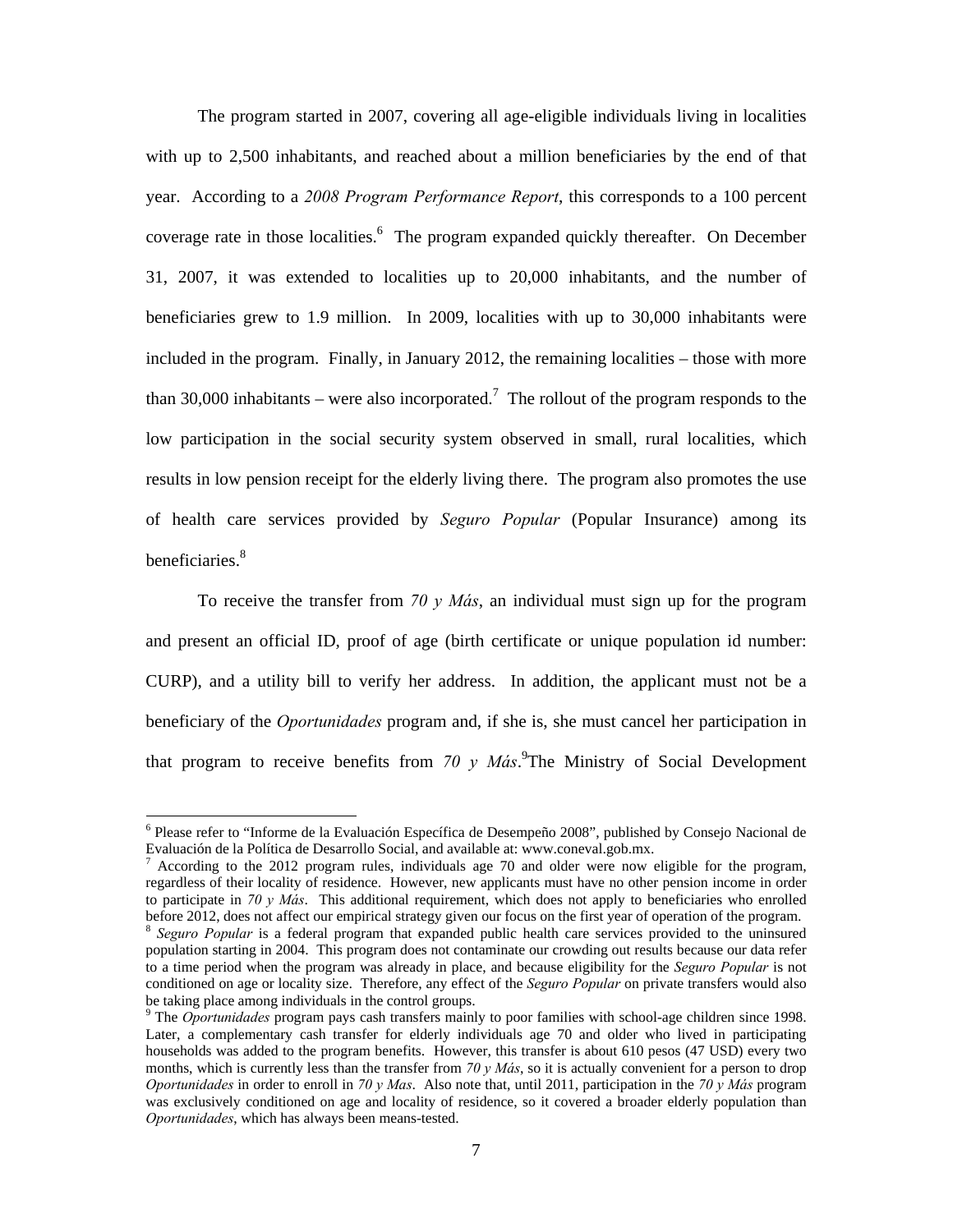The program started in 2007, covering all age-eligible individuals living in localities with up to 2,500 inhabitants, and reached about a million beneficiaries by the end of that year. According to a *2008 Program Performance Report*, this corresponds to a 100 percent coverage rate in those localities.[6] The program expanded quickly thereafter. On December 31, 2007, it was extended to localities up to 20,000 inhabitants, and the number of beneficiaries grew to 1.9 million. In 2009, localities with up to 30,000 inhabitants were included in the program. Finally, in January 2012, the remaining localities – those with more than 30,000 inhabitants – were also incorporated.[7] The rollout of the program responds to the low participation in the social security system observed in small, rural localities, which results in low pension receipt for the elderly living there. The program also promotes the use of health care services provided by *Seguro Popular* (Popular Insurance) among its beneficiaries.[8]

To receive the transfer from *70 y Más*, an individual must sign up for the program and present an official ID, proof of age (birth certificate or unique population id number: CURP), and a utility bill to verify her address. In addition, the applicant must not be a beneficiary of the *Oportunidades* program and, if she is, she must cancel her participation in that program to receive benefits from *70 y Más*.[9]The Ministry of Social Development

---

[6] Please refer to "Informe de la Evaluación Específica de Desempeño 2008", published by Consejo Nacional de Evaluación de la Política de Desarrollo Social, and available at: www.coneval.gob.mx.

[7] According to the 2012 program rules, individuals age 70 and older were now eligible for the program, regardless of their locality of residence. However, new applicants must have no other pension income in order to participate in *70 y Más*. This additional requirement, which does not apply to beneficiaries who enrolled before 2012, does not affect our empirical strategy given our focus on the first year of operation of the program.

[8] *Seguro Popular* is a federal program that expanded public health care services provided to the uninsured population starting in 2004. This program does not contaminate our crowding out results because our data refer to a time period when the program was already in place, and because eligibility for the *Seguro Popular* is not conditioned on age or locality size. Therefore, any effect of the *Seguro Popular* on private transfers would also be taking place among individuals in the control groups.

[9] The *Oportunidades* program pays cash transfers mainly to poor families with school-age children since 1998. Later, a complementary cash transfer for elderly individuals age 70 and older who lived in participating households was added to the program benefits. However, this transfer is about 610 pesos (47 USD) every two months, which is currently less than the transfer from *70 y Más*, so it is actually convenient for a person to drop *Oportunidades* in order to enroll in *70 y Mas*. Also note that, until 2011, participation in the *70 y Más* program was exclusively conditioned on age and locality of residence, so it covered a broader elderly population than *Oportunidades*, which has always been means-tested.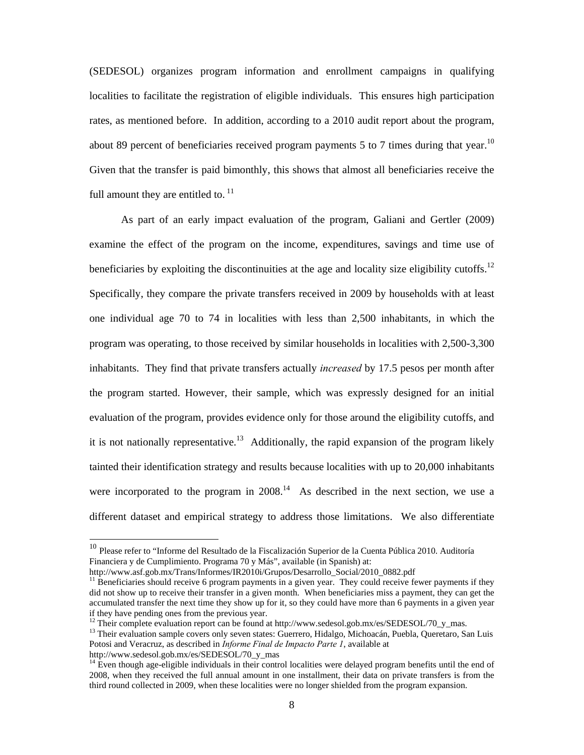(SEDESOL) organizes program information and enrollment campaigns in qualifying localities to facilitate the registration of eligible individuals. This ensures high participation rates, as mentioned before. In addition, according to a 2010 audit report about the program, about 89 percent of beneficiaries received program payments 5 to 7 times during that year.[10] Given that the transfer is paid bimonthly, this shows that almost all beneficiaries receive the full amount they are entitled to.[11]

As part of an early impact evaluation of the program, Galiani and Gertler (2009) examine the effect of the program on the income, expenditures, savings and time use of beneficiaries by exploiting the discontinuities at the age and locality size eligibility cutoffs.[12] Specifically, they compare the private transfers received in 2009 by households with at least one individual age 70 to 74 in localities with less than 2,500 inhabitants, in which the program was operating, to those received by similar households in localities with 2,500-3,300 inhabitants. They find that private transfers actually *increased* by 17.5 pesos per month after the program started. However, their sample, which was expressly designed for an initial evaluation of the program, provides evidence only for those around the eligibility cutoffs, and it is not nationally representative.[13] Additionally, the rapid expansion of the program likely tainted their identification strategy and results because localities with up to 20,000 inhabitants were incorporated to the program in 2008.[14] As described in the next section, we use a different dataset and empirical strategy to address those limitations. We also differentiate

---

[10] Please refer to "Informe del Resultado de la Fiscalización Superior de la Cuenta Pública 2010. Auditoría Financiera y de Cumplimiento. Programa 70 y Más", available (in Spanish) at: http://www.asf.gob.mx/Trans/Informes/IR2010i/Grupos/Desarrollo_Social/2010_0882.pdf

[11] Beneficiaries should receive 6 program payments in a given year. They could receive fewer payments if they did not show up to receive their transfer in a given month. When beneficiaries miss a payment, they can get the accumulated transfer the next time they show up for it, so they could have more than 6 payments in a given year if they have pending ones from the previous year.

[12] Their complete evaluation report can be found at http://www.sedesol.gob.mx/es/SEDESOL/70_y_mas.

[13] Their evaluation sample covers only seven states: Guerrero, Hidalgo, Michoacán, Puebla, Queretaro, San Luis Potosi and Veracruz, as described in *Informe Final de Impacto Parte 1*, available at http://www.sedesol.gob.mx/es/SEDESOL/70_y_mas

[14] Even though age-eligible individuals in their control localities were delayed program benefits until the end of 2008, when they received the full annual amount in one installment, their data on private transfers is from the third round collected in 2009, when these localities were no longer shielded from the program expansion.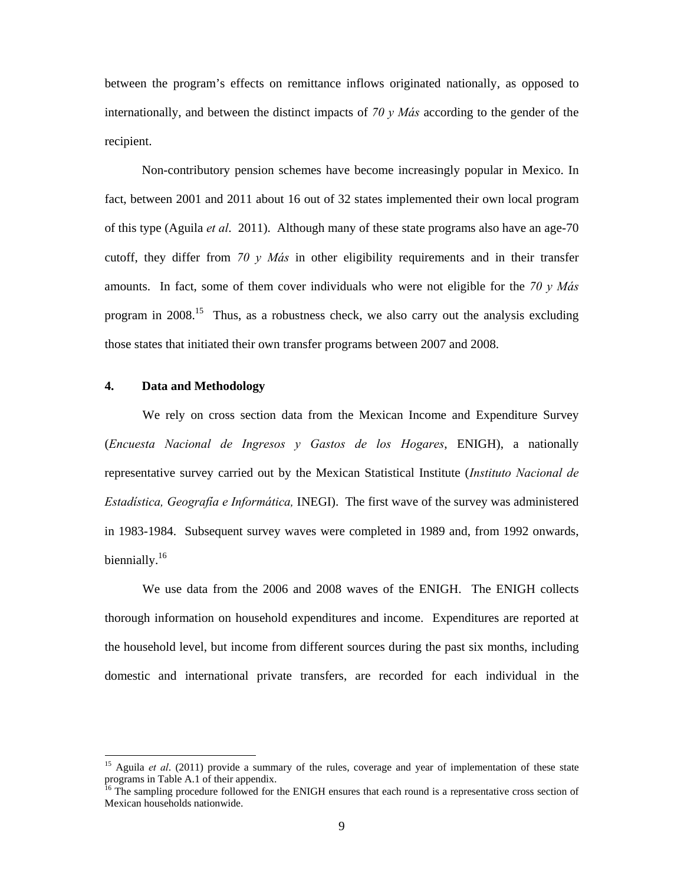between the program's effects on remittance inflows originated nationally, as opposed to internationally, and between the distinct impacts of *70 y Más* according to the gender of the recipient.

Non-contributory pension schemes have become increasingly popular in Mexico. In fact, between 2001 and 2011 about 16 out of 32 states implemented their own local program of this type (Aguila *et al*. 2011). Although many of these state programs also have an age-70 cutoff, they differ from *70 y Más* in other eligibility requirements and in their transfer amounts. In fact, some of them cover individuals who were not eligible for the *70 y Más* program in 2008.[15] Thus, as a robustness check, we also carry out the analysis excluding those states that initiated their own transfer programs between 2007 and 2008.

## 4. Data and Methodology

We rely on cross section data from the Mexican Income and Expenditure Survey (*Encuesta Nacional de Ingresos y Gastos de los Hogares*, ENIGH), a nationally representative survey carried out by the Mexican Statistical Institute (*Instituto Nacional de Estadística, Geografía e Informática,* INEGI). The first wave of the survey was administered in 1983-1984. Subsequent survey waves were completed in 1989 and, from 1992 onwards, biennially.[16]

We use data from the 2006 and 2008 waves of the ENIGH. The ENIGH collects thorough information on household expenditures and income. Expenditures are reported at the household level, but income from different sources during the past six months, including domestic and international private transfers, are recorded for each individual in the

---

[15] Aguila *et al*. (2011) provide a summary of the rules, coverage and year of implementation of these state programs in Table A.1 of their appendix.

[16] The sampling procedure followed for the ENIGH ensures that each round is a representative cross section of Mexican households nationwide.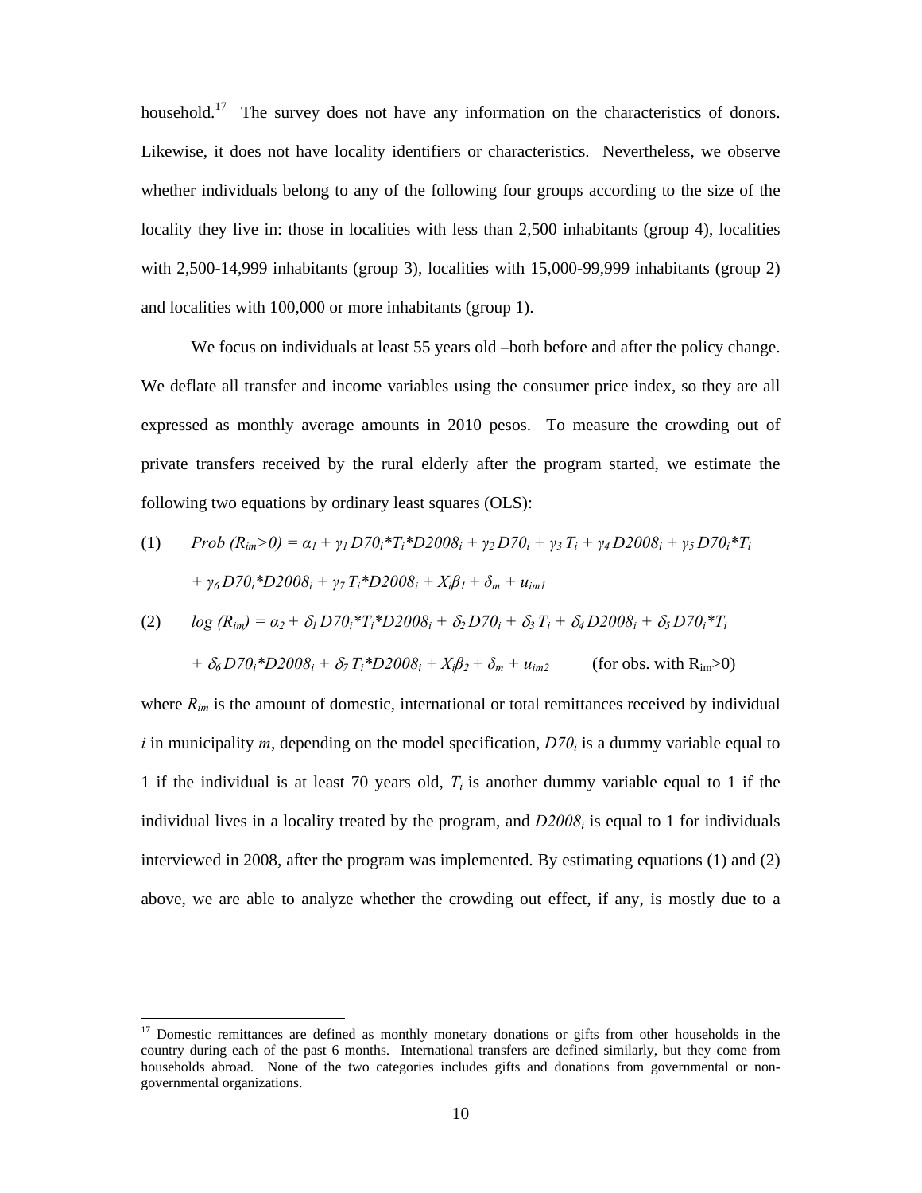household.[17] The survey does not have any information on the characteristics of donors. Likewise, it does not have locality identifiers or characteristics. Nevertheless, we observe whether individuals belong to any of the following four groups according to the size of the locality they live in: those in localities with less than 2,500 inhabitants (group 4), localities with 2,500-14,999 inhabitants (group 3), localities with 15,000-99,999 inhabitants (group 2) and localities with 100,000 or more inhabitants (group 1).

We focus on individuals at least 55 years old –both before and after the policy change. We deflate all transfer and income variables using the consumer price index, so they are all expressed as monthly average amounts in 2010 pesos. To measure the crowding out of private transfers received by the rural elderly after the program started, we estimate the following two equations by ordinary least squares (OLS):

$$(1) \quad Prob\,(R_{im}>0) = \alpha_1 + \gamma_1 D70_i{*}T_i{*}D2008_i + \gamma_2 D70_i + \gamma_3 T_i + \gamma_4 D2008_i + \gamma_5 D70_i{*}T_i + \gamma_6 D70_i{*}D2008_i + \gamma_7 T_i{*}D2008_i + X_i\beta_1 + \delta_m + u_{im1}$$

$$(2) \quad \log\,(R_{im}) = \alpha_2 + \delta_1 D70_i{*}T_i{*}D2008_i + \delta_2 D70_i + \delta_3 T_i + \delta_4 D2008_i + \delta_5 D70_i{*}T_i + \delta_6 D70_i{*}D2008_i + \delta_7 T_i{*}D2008_i + X_i\beta_2 + \delta_m + u_{im2} \qquad \text{(for obs. with } R_{im}>0\text{)}$$

where $R_{im}$ is the amount of domestic, international or total remittances received by individual $i$ in municipality $m$, depending on the model specification, $D70_i$ is a dummy variable equal to 1 if the individual is at least 70 years old, $T_i$ is another dummy variable equal to 1 if the individual lives in a locality treated by the program, and $D2008_i$ is equal to 1 for individuals interviewed in 2008, after the program was implemented. By estimating equations (1) and (2) above, we are able to analyze whether the crowding out effect, if any, is mostly due to a

[17] Domestic remittances are defined as monthly monetary donations or gifts from other households in the country during each of the past 6 months. International transfers are defined similarly, but they come from households abroad. None of the two categories includes gifts and donations from governmental or non-governmental organizations.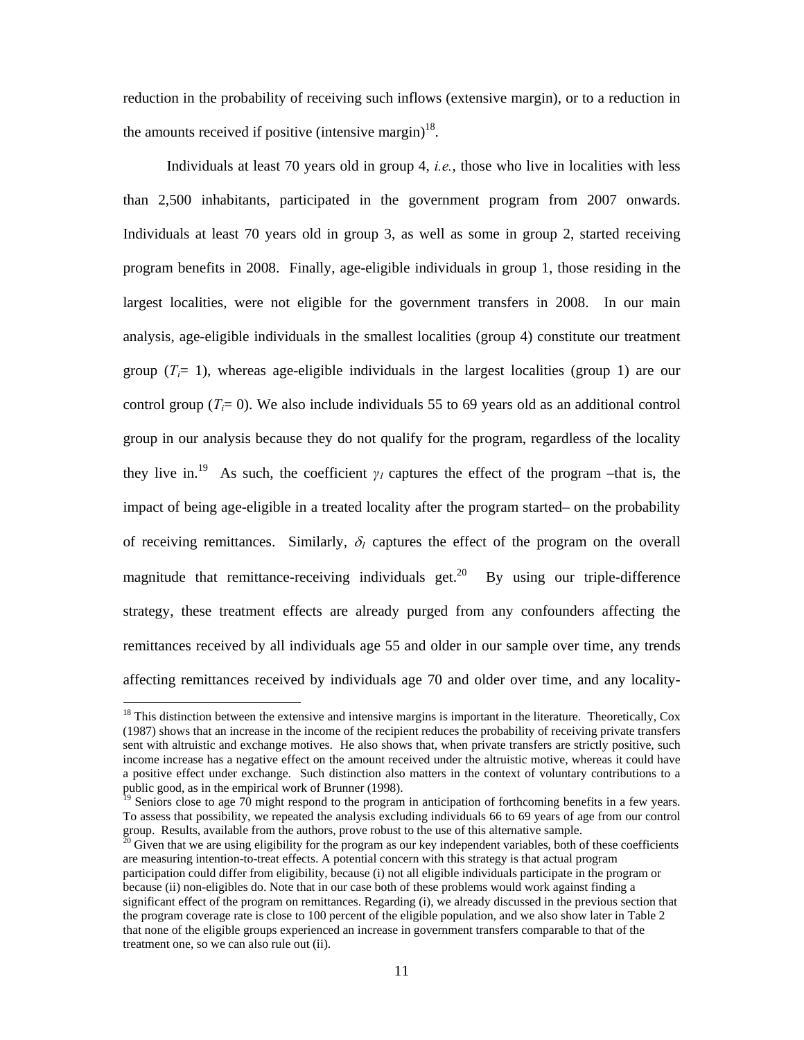reduction in the probability of receiving such inflows (extensive margin), or to a reduction in the amounts received if positive (intensive margin)[18].

Individuals at least 70 years old in group 4, *i.e.*, those who live in localities with less than 2,500 inhabitants, participated in the government program from 2007 onwards. Individuals at least 70 years old in group 3, as well as some in group 2, started receiving program benefits in 2008. Finally, age-eligible individuals in group 1, those residing in the largest localities, were not eligible for the government transfers in 2008. In our main analysis, age-eligible individuals in the smallest localities (group 4) constitute our treatment group ($T_i$= 1), whereas age-eligible individuals in the largest localities (group 1) are our control group ($T_i$= 0). We also include individuals 55 to 69 years old as an additional control group in our analysis because they do not qualify for the program, regardless of the locality they live in.[19] As such, the coefficient $\gamma_1$ captures the effect of the program –that is, the impact of being age-eligible in a treated locality after the program started– on the probability of receiving remittances. Similarly, $\delta_1$ captures the effect of the program on the overall magnitude that remittance-receiving individuals get.[20] By using our triple-difference strategy, these treatment effects are already purged from any confounders affecting the remittances received by all individuals age 55 and older in our sample over time, any trends affecting remittances received by individuals age 70 and older over time, and any locality-

[18] This distinction between the extensive and intensive margins is important in the literature. Theoretically, Cox (1987) shows that an increase in the income of the recipient reduces the probability of receiving private transfers sent with altruistic and exchange motives. He also shows that, when private transfers are strictly positive, such income increase has a negative effect on the amount received under the altruistic motive, whereas it could have a positive effect under exchange. Such distinction also matters in the context of voluntary contributions to a public good, as in the empirical work of Brunner (1998).

[19] Seniors close to age 70 might respond to the program in anticipation of forthcoming benefits in a few years. To assess that possibility, we repeated the analysis excluding individuals 66 to 69 years of age from our control group. Results, available from the authors, prove robust to the use of this alternative sample.

[20] Given that we are using eligibility for the program as our key independent variables, both of these coefficients are measuring intention-to-treat effects. A potential concern with this strategy is that actual program participation could differ from eligibility, because (i) not all eligible individuals participate in the program or because (ii) non-eligibles do. Note that in our case both of these problems would work against finding a significant effect of the program on remittances. Regarding (i), we already discussed in the previous section that the program coverage rate is close to 100 percent of the eligible population, and we also show later in Table 2 that none of the eligible groups experienced an increase in government transfers comparable to that of the treatment one, so we can also rule out (ii).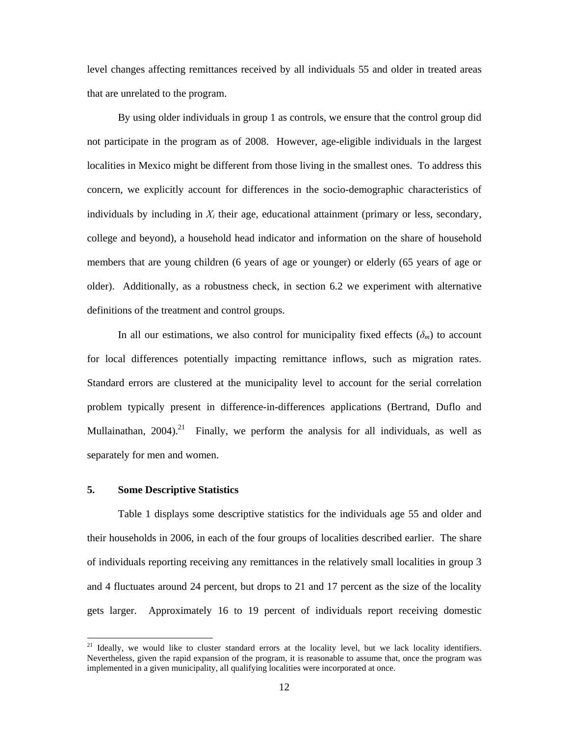level changes affecting remittances received by all individuals 55 and older in treated areas that are unrelated to the program.

By using older individuals in group 1 as controls, we ensure that the control group did not participate in the program as of 2008. However, age-eligible individuals in the largest localities in Mexico might be different from those living in the smallest ones. To address this concern, we explicitly account for differences in the socio-demographic characteristics of individuals by including in $X_i$ their age, educational attainment (primary or less, secondary, college and beyond), a household head indicator and information on the share of household members that are young children (6 years of age or younger) or elderly (65 years of age or older). Additionally, as a robustness check, in section 6.2 we experiment with alternative definitions of the treatment and control groups.

In all our estimations, we also control for municipality fixed effects ($\delta_m$) to account for local differences potentially impacting remittance inflows, such as migration rates. Standard errors are clustered at the municipality level to account for the serial correlation problem typically present in difference-in-differences applications (Bertrand, Duflo and Mullainathan, 2004).[21] Finally, we perform the analysis for all individuals, as well as separately for men and women.

## 5. Some Descriptive Statistics

Table 1 displays some descriptive statistics for the individuals age 55 and older and their households in 2006, in each of the four groups of localities described earlier. The share of individuals reporting receiving any remittances in the relatively small localities in group 3 and 4 fluctuates around 24 percent, but drops to 21 and 17 percent as the size of the locality gets larger. Approximately 16 to 19 percent of individuals report receiving domestic

[21] Ideally, we would like to cluster standard errors at the locality level, but we lack locality identifiers. Nevertheless, given the rapid expansion of the program, it is reasonable to assume that, once the program was implemented in a given municipality, all qualifying localities were incorporated at once.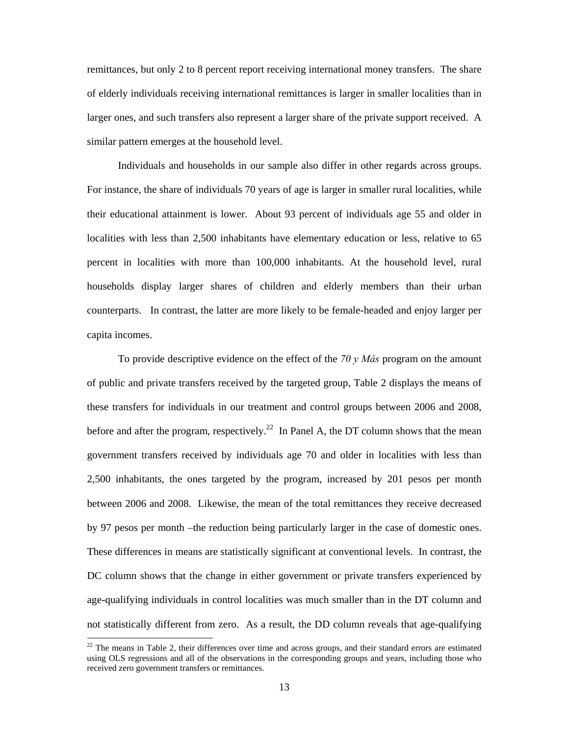remittances, but only 2 to 8 percent report receiving international money transfers. The share of elderly individuals receiving international remittances is larger in smaller localities than in larger ones, and such transfers also represent a larger share of the private support received. A similar pattern emerges at the household level.

Individuals and households in our sample also differ in other regards across groups. For instance, the share of individuals 70 years of age is larger in smaller rural localities, while their educational attainment is lower. About 93 percent of individuals age 55 and older in localities with less than 2,500 inhabitants have elementary education or less, relative to 65 percent in localities with more than 100,000 inhabitants. At the household level, rural households display larger shares of children and elderly members than their urban counterparts. In contrast, the latter are more likely to be female-headed and enjoy larger per capita incomes.

To provide descriptive evidence on the effect of the *70 y Más* program on the amount of public and private transfers received by the targeted group, Table 2 displays the means of these transfers for individuals in our treatment and control groups between 2006 and 2008, before and after the program, respectively.[22] In Panel A, the DT column shows that the mean government transfers received by individuals age 70 and older in localities with less than 2,500 inhabitants, the ones targeted by the program, increased by 201 pesos per month between 2006 and 2008. Likewise, the mean of the total remittances they receive decreased by 97 pesos per month –the reduction being particularly larger in the case of domestic ones. These differences in means are statistically significant at conventional levels. In contrast, the DC column shows that the change in either government or private transfers experienced by age-qualifying individuals in control localities was much smaller than in the DT column and not statistically different from zero. As a result, the DD column reveals that age-qualifying

[22] The means in Table 2, their differences over time and across groups, and their standard errors are estimated using OLS regressions and all of the observations in the corresponding groups and years, including those who received zero government transfers or remittances.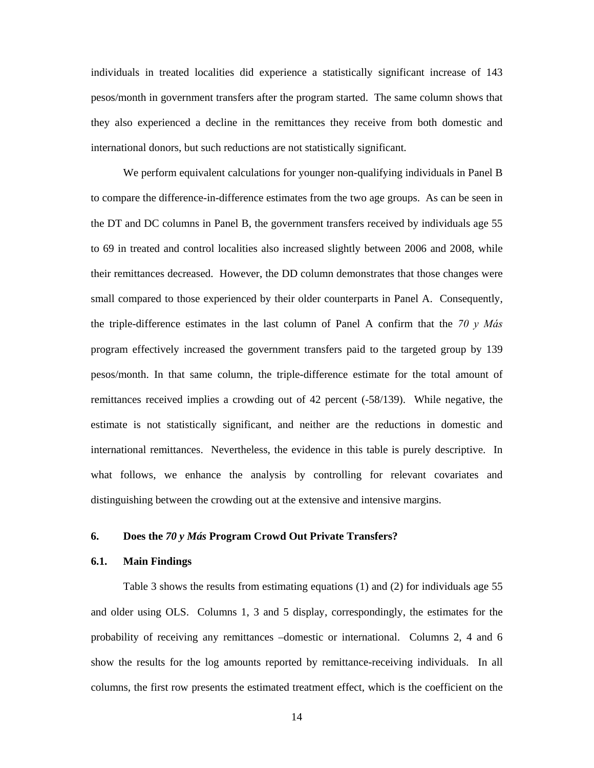individuals in treated localities did experience a statistically significant increase of 143 pesos/month in government transfers after the program started. The same column shows that they also experienced a decline in the remittances they receive from both domestic and international donors, but such reductions are not statistically significant.

We perform equivalent calculations for younger non-qualifying individuals in Panel B to compare the difference-in-difference estimates from the two age groups. As can be seen in the DT and DC columns in Panel B, the government transfers received by individuals age 55 to 69 in treated and control localities also increased slightly between 2006 and 2008, while their remittances decreased. However, the DD column demonstrates that those changes were small compared to those experienced by their older counterparts in Panel A. Consequently, the triple-difference estimates in the last column of Panel A confirm that the *70 y Más* program effectively increased the government transfers paid to the targeted group by 139 pesos/month. In that same column, the triple-difference estimate for the total amount of remittances received implies a crowding out of 42 percent (-58/139). While negative, the estimate is not statistically significant, and neither are the reductions in domestic and international remittances. Nevertheless, the evidence in this table is purely descriptive. In what follows, we enhance the analysis by controlling for relevant covariates and distinguishing between the crowding out at the extensive and intensive margins.

## 6. Does the *70 y Más* Program Crowd Out Private Transfers?

### 6.1. Main Findings

Table 3 shows the results from estimating equations (1) and (2) for individuals age 55 and older using OLS. Columns 1, 3 and 5 display, correspondingly, the estimates for the probability of receiving any remittances –domestic or international. Columns 2, 4 and 6 show the results for the log amounts reported by remittance-receiving individuals. In all columns, the first row presents the estimated treatment effect, which is the coefficient on the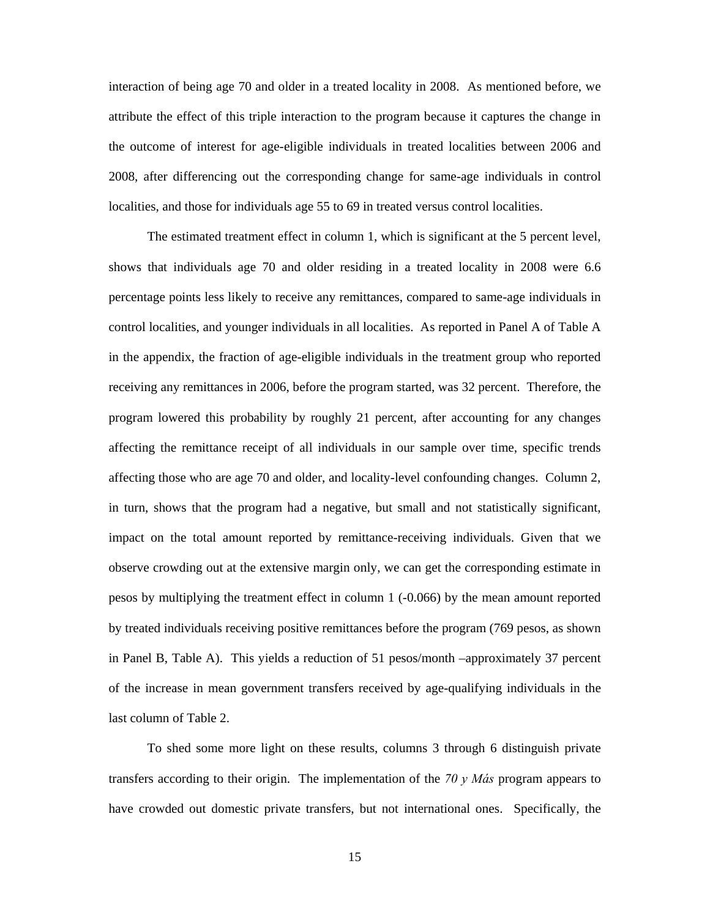interaction of being age 70 and older in a treated locality in 2008. As mentioned before, we attribute the effect of this triple interaction to the program because it captures the change in the outcome of interest for age-eligible individuals in treated localities between 2006 and 2008, after differencing out the corresponding change for same-age individuals in control localities, and those for individuals age 55 to 69 in treated versus control localities.

The estimated treatment effect in column 1, which is significant at the 5 percent level, shows that individuals age 70 and older residing in a treated locality in 2008 were 6.6 percentage points less likely to receive any remittances, compared to same-age individuals in control localities, and younger individuals in all localities. As reported in Panel A of Table A in the appendix, the fraction of age-eligible individuals in the treatment group who reported receiving any remittances in 2006, before the program started, was 32 percent. Therefore, the program lowered this probability by roughly 21 percent, after accounting for any changes affecting the remittance receipt of all individuals in our sample over time, specific trends affecting those who are age 70 and older, and locality-level confounding changes. Column 2, in turn, shows that the program had a negative, but small and not statistically significant, impact on the total amount reported by remittance-receiving individuals. Given that we observe crowding out at the extensive margin only, we can get the corresponding estimate in pesos by multiplying the treatment effect in column 1 (-0.066) by the mean amount reported by treated individuals receiving positive remittances before the program (769 pesos, as shown in Panel B, Table A). This yields a reduction of 51 pesos/month –approximately 37 percent of the increase in mean government transfers received by age-qualifying individuals in the last column of Table 2.

To shed some more light on these results, columns 3 through 6 distinguish private transfers according to their origin. The implementation of the *70 y Más* program appears to have crowded out domestic private transfers, but not international ones. Specifically, the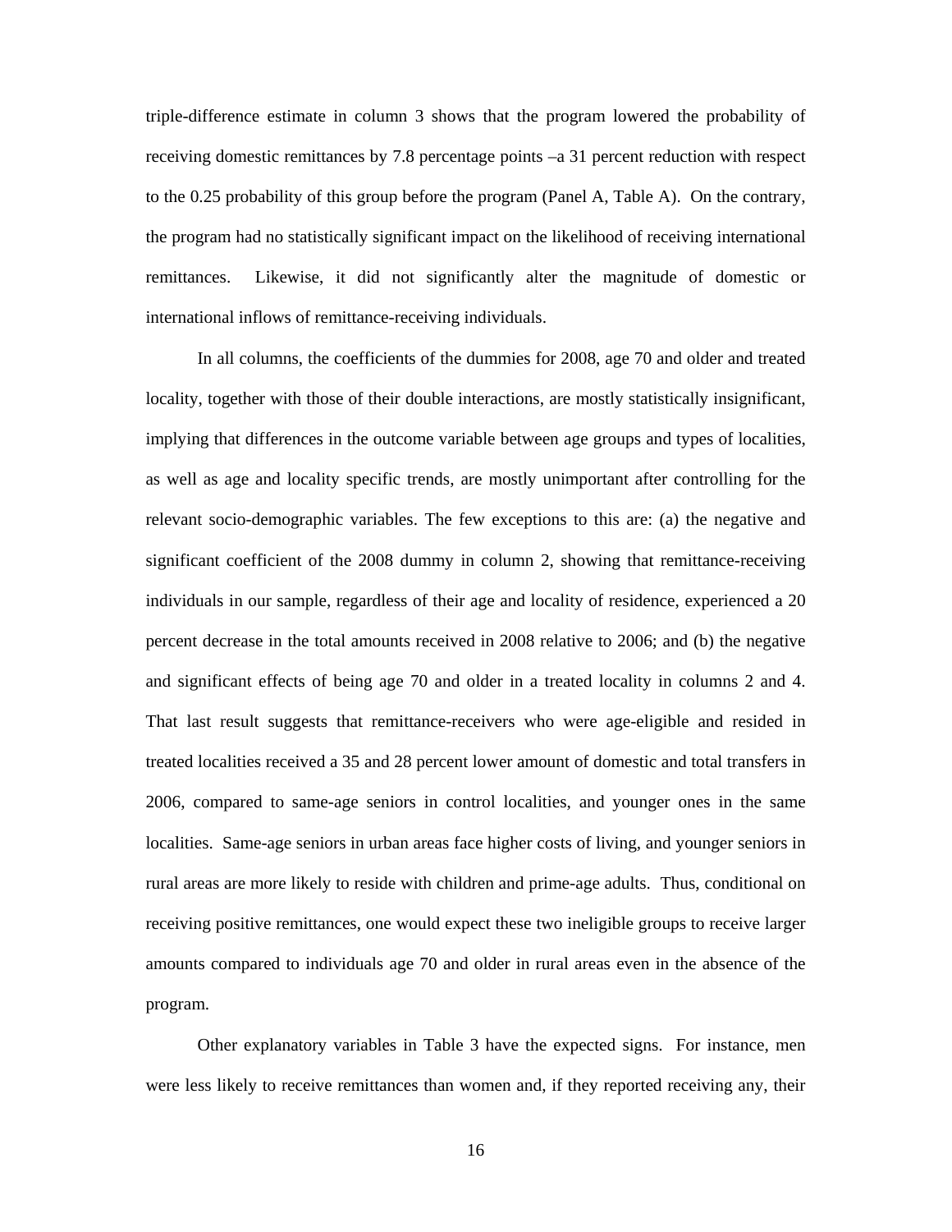triple-difference estimate in column 3 shows that the program lowered the probability of receiving domestic remittances by 7.8 percentage points –a 31 percent reduction with respect to the 0.25 probability of this group before the program (Panel A, Table A). On the contrary, the program had no statistically significant impact on the likelihood of receiving international remittances. Likewise, it did not significantly alter the magnitude of domestic or international inflows of remittance-receiving individuals.

In all columns, the coefficients of the dummies for 2008, age 70 and older and treated locality, together with those of their double interactions, are mostly statistically insignificant, implying that differences in the outcome variable between age groups and types of localities, as well as age and locality specific trends, are mostly unimportant after controlling for the relevant socio-demographic variables. The few exceptions to this are: (a) the negative and significant coefficient of the 2008 dummy in column 2, showing that remittance-receiving individuals in our sample, regardless of their age and locality of residence, experienced a 20 percent decrease in the total amounts received in 2008 relative to 2006; and (b) the negative and significant effects of being age 70 and older in a treated locality in columns 2 and 4. That last result suggests that remittance-receivers who were age-eligible and resided in treated localities received a 35 and 28 percent lower amount of domestic and total transfers in 2006, compared to same-age seniors in control localities, and younger ones in the same localities. Same-age seniors in urban areas face higher costs of living, and younger seniors in rural areas are more likely to reside with children and prime-age adults. Thus, conditional on receiving positive remittances, one would expect these two ineligible groups to receive larger amounts compared to individuals age 70 and older in rural areas even in the absence of the program.

Other explanatory variables in Table 3 have the expected signs. For instance, men were less likely to receive remittances than women and, if they reported receiving any, their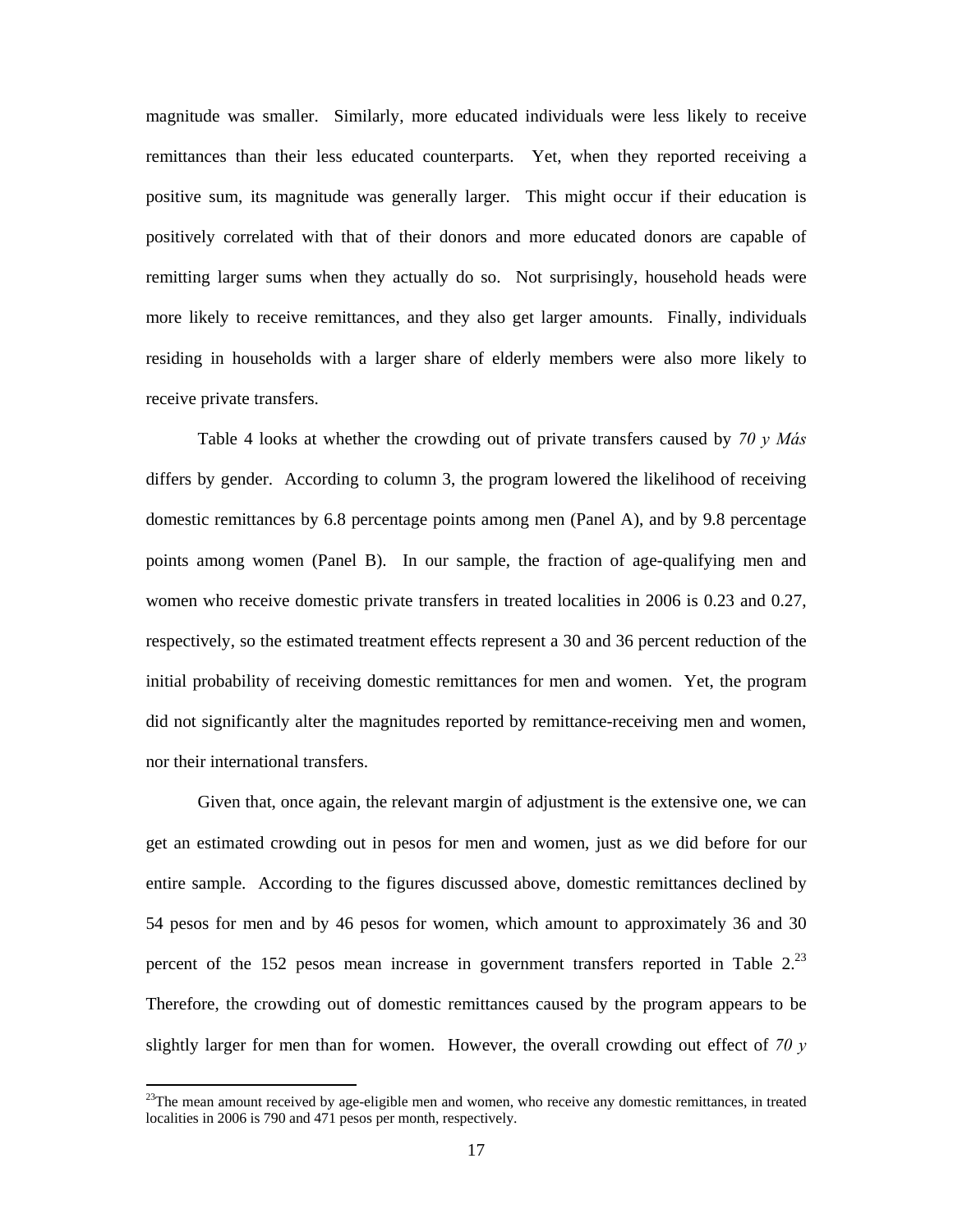magnitude was smaller. Similarly, more educated individuals were less likely to receive remittances than their less educated counterparts. Yet, when they reported receiving a positive sum, its magnitude was generally larger. This might occur if their education is positively correlated with that of their donors and more educated donors are capable of remitting larger sums when they actually do so. Not surprisingly, household heads were more likely to receive remittances, and they also get larger amounts. Finally, individuals residing in households with a larger share of elderly members were also more likely to receive private transfers.

Table 4 looks at whether the crowding out of private transfers caused by *70 y Más* differs by gender. According to column 3, the program lowered the likelihood of receiving domestic remittances by 6.8 percentage points among men (Panel A), and by 9.8 percentage points among women (Panel B). In our sample, the fraction of age-qualifying men and women who receive domestic private transfers in treated localities in 2006 is 0.23 and 0.27, respectively, so the estimated treatment effects represent a 30 and 36 percent reduction of the initial probability of receiving domestic remittances for men and women. Yet, the program did not significantly alter the magnitudes reported by remittance-receiving men and women, nor their international transfers.

Given that, once again, the relevant margin of adjustment is the extensive one, we can get an estimated crowding out in pesos for men and women, just as we did before for our entire sample. According to the figures discussed above, domestic remittances declined by 54 pesos for men and by 46 pesos for women, which amount to approximately 36 and 30 percent of the 152 pesos mean increase in government transfers reported in Table 2.[23] Therefore, the crowding out of domestic remittances caused by the program appears to be slightly larger for men than for women. However, the overall crowding out effect of *70 y*

[23] The mean amount received by age-eligible men and women, who receive any domestic remittances, in treated localities in 2006 is 790 and 471 pesos per month, respectively.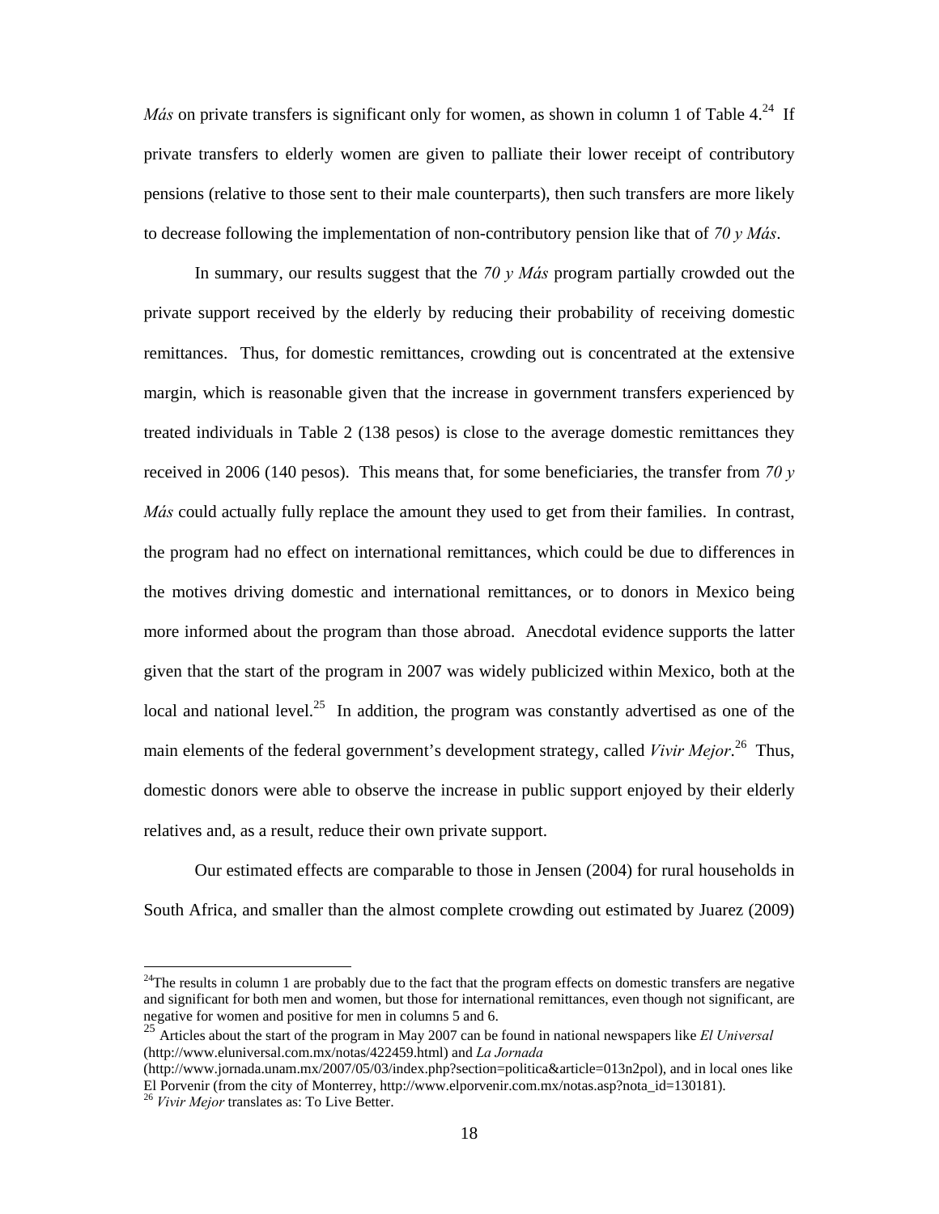*Más* on private transfers is significant only for women, as shown in column 1 of Table 4.[24] If private transfers to elderly women are given to palliate their lower receipt of contributory pensions (relative to those sent to their male counterparts), then such transfers are more likely to decrease following the implementation of non-contributory pension like that of *70 y Más*.

In summary, our results suggest that the *70 y Más* program partially crowded out the private support received by the elderly by reducing their probability of receiving domestic remittances. Thus, for domestic remittances, crowding out is concentrated at the extensive margin, which is reasonable given that the increase in government transfers experienced by treated individuals in Table 2 (138 pesos) is close to the average domestic remittances they received in 2006 (140 pesos). This means that, for some beneficiaries, the transfer from *70 y Más* could actually fully replace the amount they used to get from their families. In contrast, the program had no effect on international remittances, which could be due to differences in the motives driving domestic and international remittances, or to donors in Mexico being more informed about the program than those abroad. Anecdotal evidence supports the latter given that the start of the program in 2007 was widely publicized within Mexico, both at the local and national level.[25] In addition, the program was constantly advertised as one of the main elements of the federal government's development strategy, called *Vivir Mejor*.[26] Thus, domestic donors were able to observe the increase in public support enjoyed by their elderly relatives and, as a result, reduce their own private support.

Our estimated effects are comparable to those in Jensen (2004) for rural households in South Africa, and smaller than the almost complete crowding out estimated by Juarez (2009)

---

[24] The results in column 1 are probably due to the fact that the program effects on domestic transfers are negative and significant for both men and women, but those for international remittances, even though not significant, are negative for women and positive for men in columns 5 and 6.

[25] Articles about the start of the program in May 2007 can be found in national newspapers like *El Universal* (http://www.eluniversal.com.mx/notas/422459.html) and *La Jornada* (http://www.jornada.unam.mx/2007/05/03/index.php?section=politica&article=013n2pol), and in local ones like El Porvenir (from the city of Monterrey, http://www.elporvenir.com.mx/notas.asp?nota_id=130181).

[26] *Vivir Mejor* translates as: To Live Better.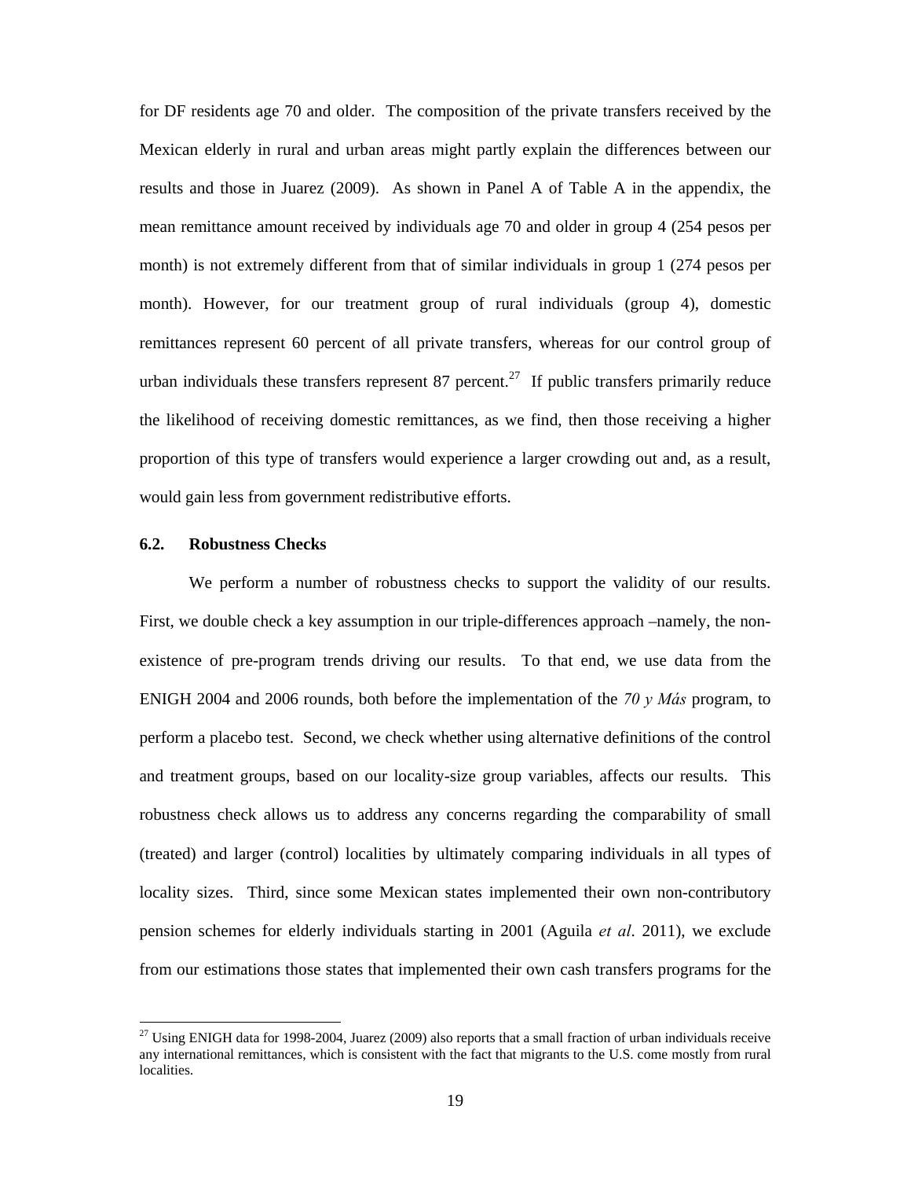for DF residents age 70 and older. The composition of the private transfers received by the Mexican elderly in rural and urban areas might partly explain the differences between our results and those in Juarez (2009). As shown in Panel A of Table A in the appendix, the mean remittance amount received by individuals age 70 and older in group 4 (254 pesos per month) is not extremely different from that of similar individuals in group 1 (274 pesos per month). However, for our treatment group of rural individuals (group 4), domestic remittances represent 60 percent of all private transfers, whereas for our control group of urban individuals these transfers represent 87 percent.[27] If public transfers primarily reduce the likelihood of receiving domestic remittances, as we find, then those receiving a higher proportion of this type of transfers would experience a larger crowding out and, as a result, would gain less from government redistributive efforts.

### 6.2. Robustness Checks

We perform a number of robustness checks to support the validity of our results. First, we double check a key assumption in our triple-differences approach –namely, the non-existence of pre-program trends driving our results. To that end, we use data from the ENIGH 2004 and 2006 rounds, both before the implementation of the *70 y Más* program, to perform a placebo test. Second, we check whether using alternative definitions of the control and treatment groups, based on our locality-size group variables, affects our results. This robustness check allows us to address any concerns regarding the comparability of small (treated) and larger (control) localities by ultimately comparing individuals in all types of locality sizes. Third, since some Mexican states implemented their own non-contributory pension schemes for elderly individuals starting in 2001 (Aguila *et al*. 2011), we exclude from our estimations those states that implemented their own cash transfers programs for the

[27] Using ENIGH data for 1998-2004, Juarez (2009) also reports that a small fraction of urban individuals receive any international remittances, which is consistent with the fact that migrants to the U.S. come mostly from rural localities.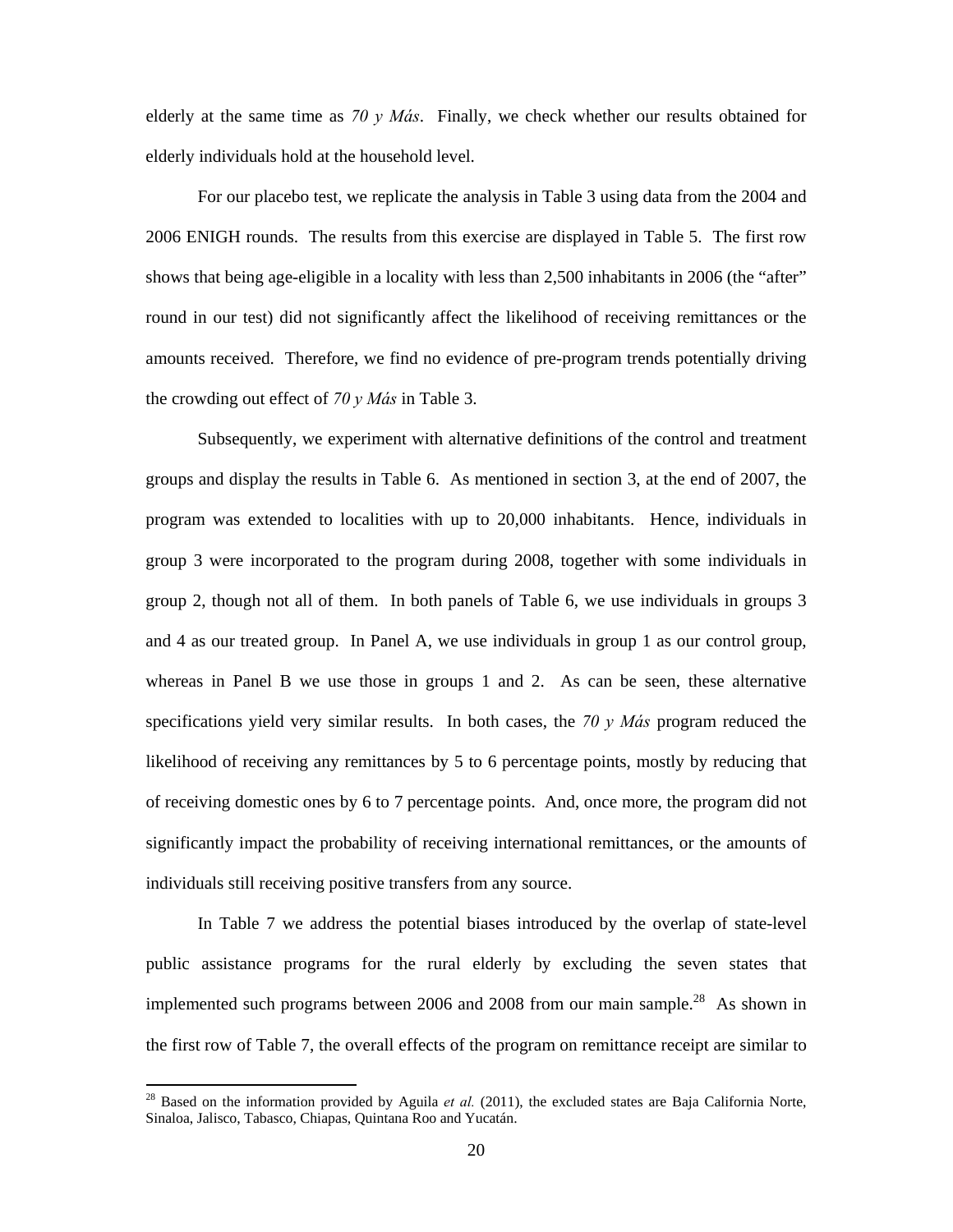elderly at the same time as *70 y Más*. Finally, we check whether our results obtained for elderly individuals hold at the household level.

For our placebo test, we replicate the analysis in Table 3 using data from the 2004 and 2006 ENIGH rounds. The results from this exercise are displayed in Table 5. The first row shows that being age-eligible in a locality with less than 2,500 inhabitants in 2006 (the "after" round in our test) did not significantly affect the likelihood of receiving remittances or the amounts received. Therefore, we find no evidence of pre-program trends potentially driving the crowding out effect of *70 y Más* in Table 3.

Subsequently, we experiment with alternative definitions of the control and treatment groups and display the results in Table 6. As mentioned in section 3, at the end of 2007, the program was extended to localities with up to 20,000 inhabitants. Hence, individuals in group 3 were incorporated to the program during 2008, together with some individuals in group 2, though not all of them. In both panels of Table 6, we use individuals in groups 3 and 4 as our treated group. In Panel A, we use individuals in group 1 as our control group, whereas in Panel B we use those in groups 1 and 2. As can be seen, these alternative specifications yield very similar results. In both cases, the *70 y Más* program reduced the likelihood of receiving any remittances by 5 to 6 percentage points, mostly by reducing that of receiving domestic ones by 6 to 7 percentage points. And, once more, the program did not significantly impact the probability of receiving international remittances, or the amounts of individuals still receiving positive transfers from any source.

In Table 7 we address the potential biases introduced by the overlap of state-level public assistance programs for the rural elderly by excluding the seven states that implemented such programs between 2006 and 2008 from our main sample.[28] As shown in the first row of Table 7, the overall effects of the program on remittance receipt are similar to

[28] Based on the information provided by Aguila *et al.* (2011), the excluded states are Baja California Norte, Sinaloa, Jalisco, Tabasco, Chiapas, Quintana Roo and Yucatán.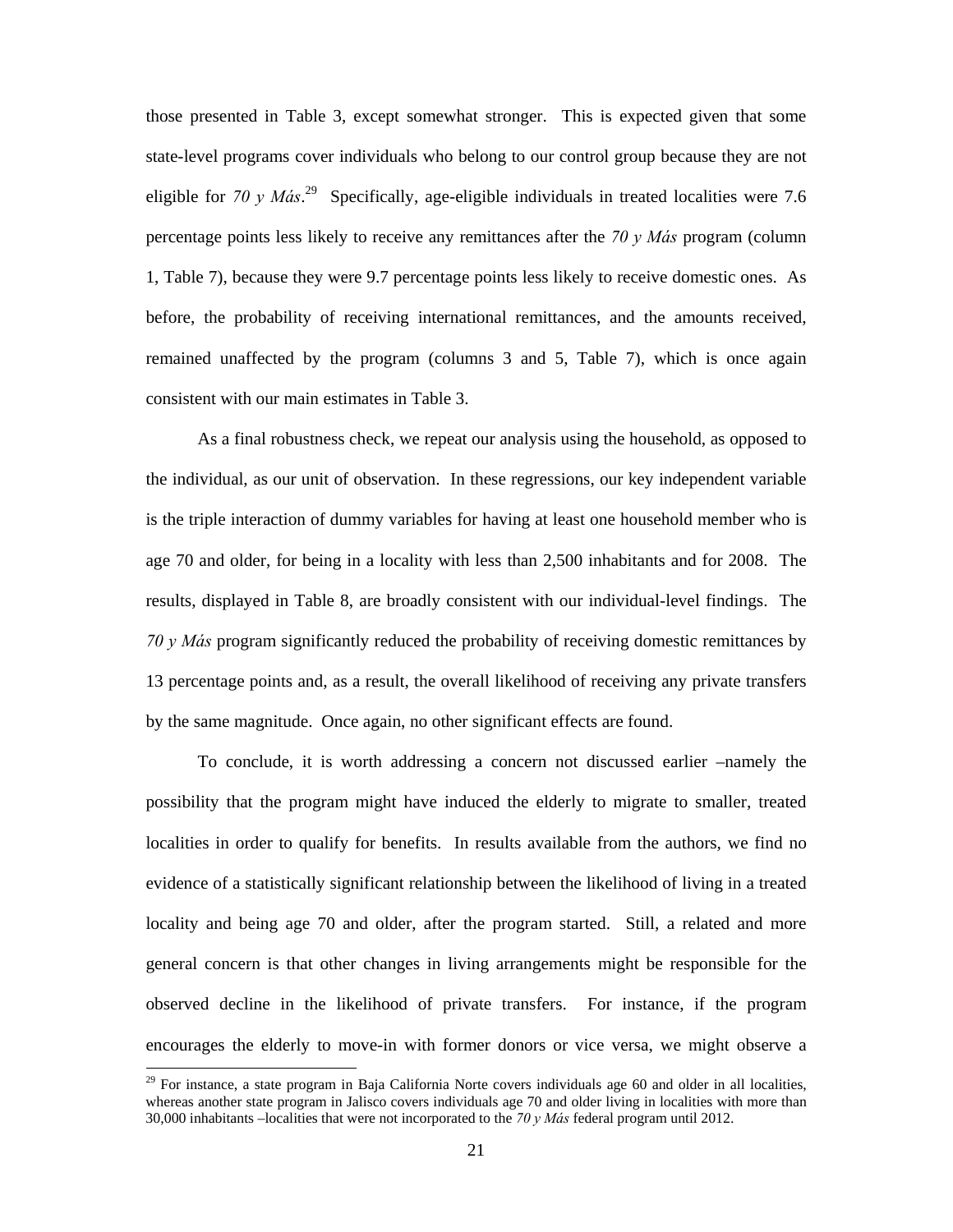those presented in Table 3, except somewhat stronger. This is expected given that some state-level programs cover individuals who belong to our control group because they are not eligible for *70 y Más*.[29] Specifically, age-eligible individuals in treated localities were 7.6 percentage points less likely to receive any remittances after the *70 y Más* program (column 1, Table 7), because they were 9.7 percentage points less likely to receive domestic ones. As before, the probability of receiving international remittances, and the amounts received, remained unaffected by the program (columns 3 and 5, Table 7), which is once again consistent with our main estimates in Table 3.

As a final robustness check, we repeat our analysis using the household, as opposed to the individual, as our unit of observation. In these regressions, our key independent variable is the triple interaction of dummy variables for having at least one household member who is age 70 and older, for being in a locality with less than 2,500 inhabitants and for 2008. The results, displayed in Table 8, are broadly consistent with our individual-level findings. The *70 y Más* program significantly reduced the probability of receiving domestic remittances by 13 percentage points and, as a result, the overall likelihood of receiving any private transfers by the same magnitude. Once again, no other significant effects are found.

To conclude, it is worth addressing a concern not discussed earlier –namely the possibility that the program might have induced the elderly to migrate to smaller, treated localities in order to qualify for benefits. In results available from the authors, we find no evidence of a statistically significant relationship between the likelihood of living in a treated locality and being age 70 and older, after the program started. Still, a related and more general concern is that other changes in living arrangements might be responsible for the observed decline in the likelihood of private transfers. For instance, if the program encourages the elderly to move-in with former donors or vice versa, we might observe a

[29] For instance, a state program in Baja California Norte covers individuals age 60 and older in all localities, whereas another state program in Jalisco covers individuals age 70 and older living in localities with more than 30,000 inhabitants –localities that were not incorporated to the *70 y Más* federal program until 2012.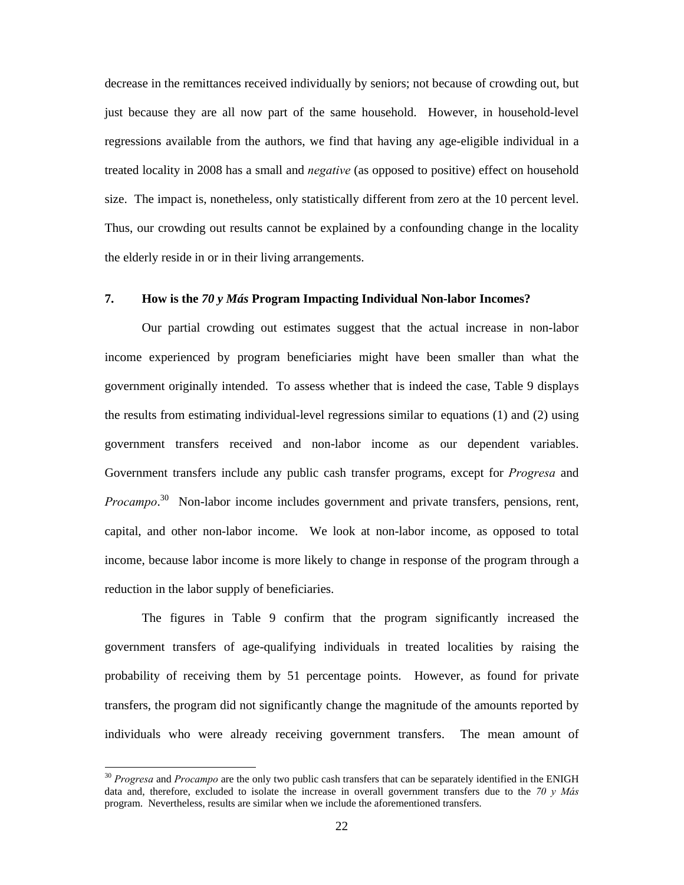decrease in the remittances received individually by seniors; not because of crowding out, but just because they are all now part of the same household. However, in household-level regressions available from the authors, we find that having any age-eligible individual in a treated locality in 2008 has a small and *negative* (as opposed to positive) effect on household size. The impact is, nonetheless, only statistically different from zero at the 10 percent level. Thus, our crowding out results cannot be explained by a confounding change in the locality the elderly reside in or in their living arrangements.

## 7. How is the *70 y Más* Program Impacting Individual Non-labor Incomes?

Our partial crowding out estimates suggest that the actual increase in non-labor income experienced by program beneficiaries might have been smaller than what the government originally intended. To assess whether that is indeed the case, Table 9 displays the results from estimating individual-level regressions similar to equations (1) and (2) using government transfers received and non-labor income as our dependent variables. Government transfers include any public cash transfer programs, except for *Progresa* and *Procampo*.[30] Non-labor income includes government and private transfers, pensions, rent, capital, and other non-labor income. We look at non-labor income, as opposed to total income, because labor income is more likely to change in response of the program through a reduction in the labor supply of beneficiaries.

The figures in Table 9 confirm that the program significantly increased the government transfers of age-qualifying individuals in treated localities by raising the probability of receiving them by 51 percentage points. However, as found for private transfers, the program did not significantly change the magnitude of the amounts reported by individuals who were already receiving government transfers. The mean amount of

[30] *Progresa* and *Procampo* are the only two public cash transfers that can be separately identified in the ENIGH data and, therefore, excluded to isolate the increase in overall government transfers due to the *70 y Más* program. Nevertheless, results are similar when we include the aforementioned transfers.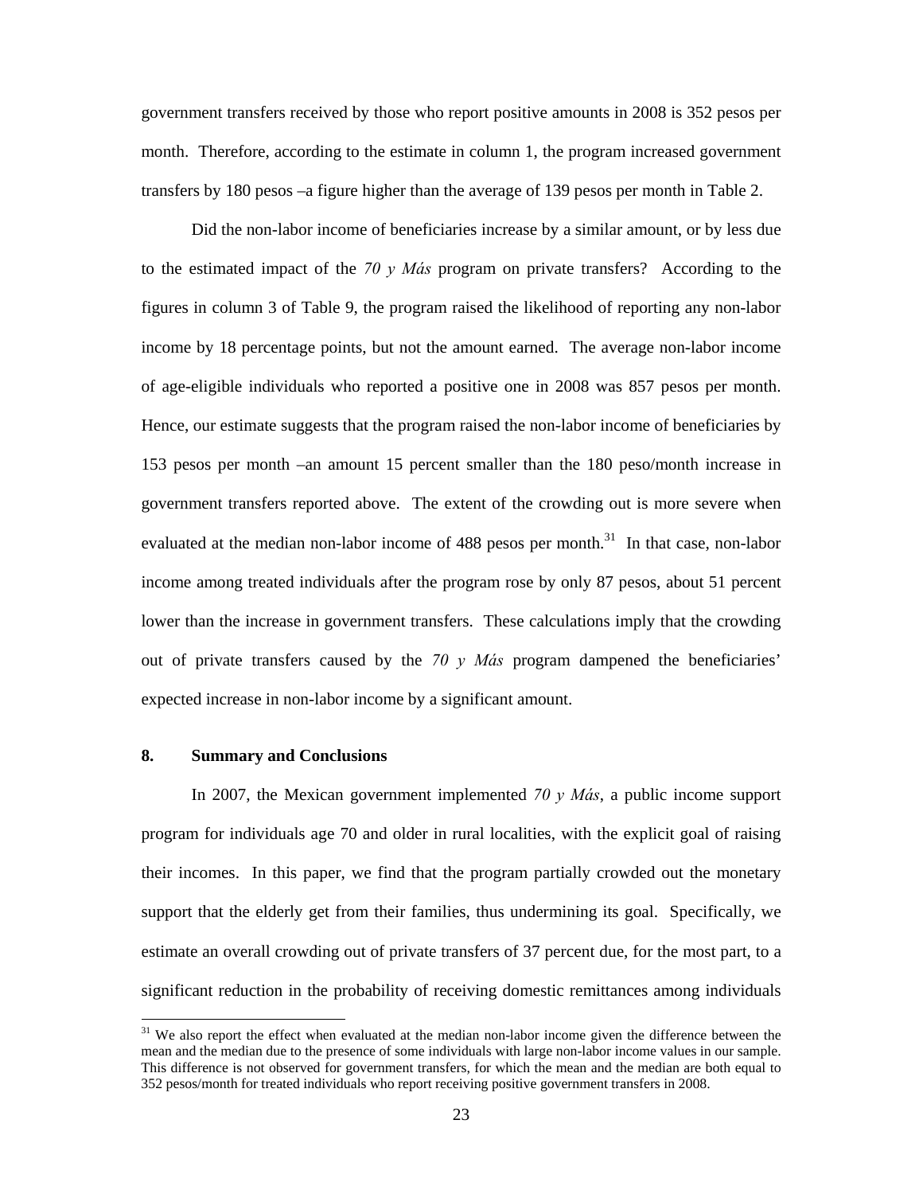government transfers received by those who report positive amounts in 2008 is 352 pesos per month. Therefore, according to the estimate in column 1, the program increased government transfers by 180 pesos –a figure higher than the average of 139 pesos per month in Table 2.

Did the non-labor income of beneficiaries increase by a similar amount, or by less due to the estimated impact of the *70 y Más* program on private transfers? According to the figures in column 3 of Table 9, the program raised the likelihood of reporting any non-labor income by 18 percentage points, but not the amount earned. The average non-labor income of age-eligible individuals who reported a positive one in 2008 was 857 pesos per month. Hence, our estimate suggests that the program raised the non-labor income of beneficiaries by 153 pesos per month –an amount 15 percent smaller than the 180 peso/month increase in government transfers reported above. The extent of the crowding out is more severe when evaluated at the median non-labor income of 488 pesos per month.[31] In that case, non-labor income among treated individuals after the program rose by only 87 pesos, about 51 percent lower than the increase in government transfers. These calculations imply that the crowding out of private transfers caused by the *70 y Más* program dampened the beneficiaries' expected increase in non-labor income by a significant amount.

## 8. Summary and Conclusions

In 2007, the Mexican government implemented *70 y Más*, a public income support program for individuals age 70 and older in rural localities, with the explicit goal of raising their incomes. In this paper, we find that the program partially crowded out the monetary support that the elderly get from their families, thus undermining its goal. Specifically, we estimate an overall crowding out of private transfers of 37 percent due, for the most part, to a significant reduction in the probability of receiving domestic remittances among individuals

[31] We also report the effect when evaluated at the median non-labor income given the difference between the mean and the median due to the presence of some individuals with large non-labor income values in our sample. This difference is not observed for government transfers, for which the mean and the median are both equal to 352 pesos/month for treated individuals who report receiving positive government transfers in 2008.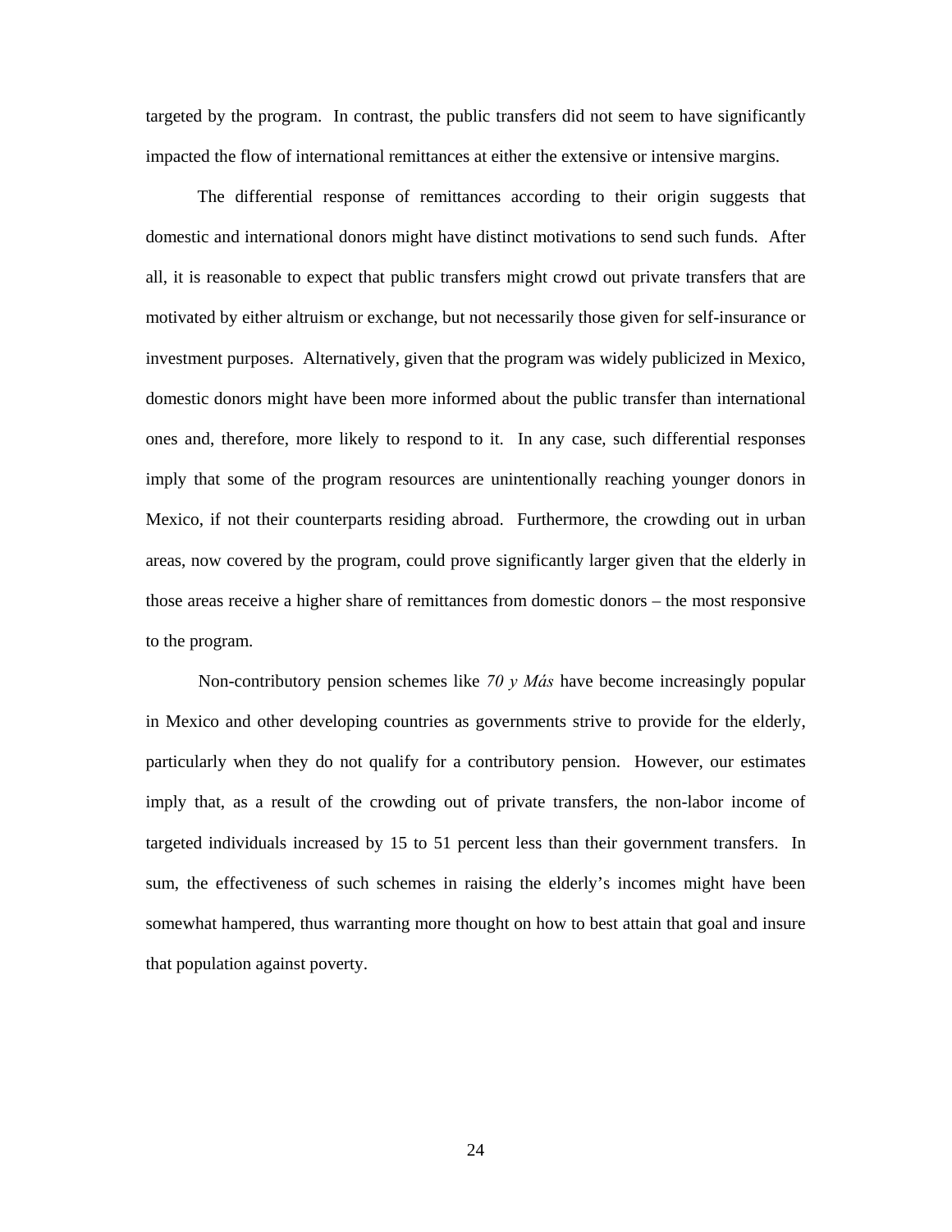targeted by the program. In contrast, the public transfers did not seem to have significantly impacted the flow of international remittances at either the extensive or intensive margins.

The differential response of remittances according to their origin suggests that domestic and international donors might have distinct motivations to send such funds. After all, it is reasonable to expect that public transfers might crowd out private transfers that are motivated by either altruism or exchange, but not necessarily those given for self-insurance or investment purposes. Alternatively, given that the program was widely publicized in Mexico, domestic donors might have been more informed about the public transfer than international ones and, therefore, more likely to respond to it. In any case, such differential responses imply that some of the program resources are unintentionally reaching younger donors in Mexico, if not their counterparts residing abroad. Furthermore, the crowding out in urban areas, now covered by the program, could prove significantly larger given that the elderly in those areas receive a higher share of remittances from domestic donors – the most responsive to the program.

Non-contributory pension schemes like *70 y Más* have become increasingly popular in Mexico and other developing countries as governments strive to provide for the elderly, particularly when they do not qualify for a contributory pension. However, our estimates imply that, as a result of the crowding out of private transfers, the non-labor income of targeted individuals increased by 15 to 51 percent less than their government transfers. In sum, the effectiveness of such schemes in raising the elderly's incomes might have been somewhat hampered, thus warranting more thought on how to best attain that goal and insure that population against poverty.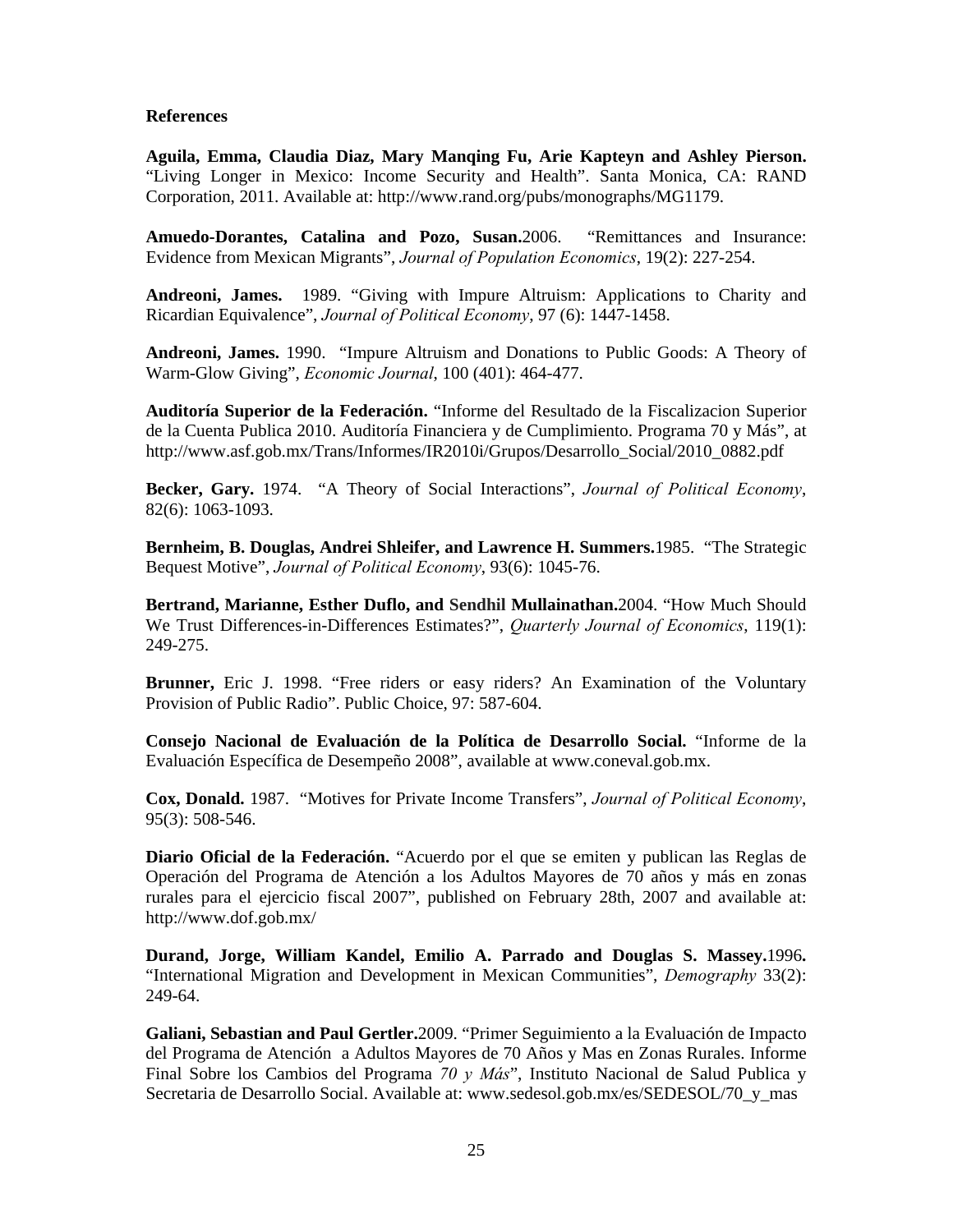## References

**Aguila, Emma, Claudia Diaz, Mary Manqing Fu, Arie Kapteyn and Ashley Pierson.** "Living Longer in Mexico: Income Security and Health". Santa Monica, CA: RAND Corporation, 2011. Available at: http://www.rand.org/pubs/monographs/MG1179.

**Amuedo-Dorantes, Catalina and Pozo, Susan.**2006. "Remittances and Insurance: Evidence from Mexican Migrants", *Journal of Population Economics*, 19(2): 227-254.

**Andreoni, James.** 1989. "Giving with Impure Altruism: Applications to Charity and Ricardian Equivalence", *Journal of Political Economy*, 97 (6): 1447-1458.

**Andreoni, James.** 1990. "Impure Altruism and Donations to Public Goods: A Theory of Warm-Glow Giving", *Economic Journal*, 100 (401): 464-477.

**Auditoría Superior de la Federación.** "Informe del Resultado de la Fiscalizacion Superior de la Cuenta Publica 2010. Auditoría Financiera y de Cumplimiento. Programa 70 y Más", at http://www.asf.gob.mx/Trans/Informes/IR2010i/Grupos/Desarrollo_Social/2010_0882.pdf

**Becker, Gary.** 1974. "A Theory of Social Interactions", *Journal of Political Economy*, 82(6): 1063-1093.

**Bernheim, B. Douglas, Andrei Shleifer, and Lawrence H. Summers.**1985. "The Strategic Bequest Motive", *Journal of Political Economy*, 93(6): 1045-76.

**Bertrand, Marianne, Esther Duflo, and Sendhil Mullainathan.**2004. "How Much Should We Trust Differences-in-Differences Estimates?", *Quarterly Journal of Economics*, 119(1): 249-275.

**Brunner,** Eric J. 1998. "Free riders or easy riders? An Examination of the Voluntary Provision of Public Radio". Public Choice, 97: 587-604.

**Consejo Nacional de Evaluación de la Política de Desarrollo Social.** "Informe de la Evaluación Específica de Desempeño 2008", available at www.coneval.gob.mx.

**Cox, Donald.** 1987. "Motives for Private Income Transfers", *Journal of Political Economy*, 95(3): 508-546.

**Diario Oficial de la Federación.** "Acuerdo por el que se emiten y publican las Reglas de Operación del Programa de Atención a los Adultos Mayores de 70 años y más en zonas rurales para el ejercicio fiscal 2007", published on February 28th, 2007 and available at: http://www.dof.gob.mx/

**Durand, Jorge, William Kandel, Emilio A. Parrado and Douglas S. Massey.**1996**.** "International Migration and Development in Mexican Communities", *Demography* 33(2): 249-64.

**Galiani, Sebastian and Paul Gertler.**2009. "Primer Seguimiento a la Evaluación de Impacto del Programa de Atención a Adultos Mayores de 70 Años y Mas en Zonas Rurales. Informe Final Sobre los Cambios del Programa *70 y Más*", Instituto Nacional de Salud Publica y Secretaria de Desarrollo Social. Available at: www.sedesol.gob.mx/es/SEDESOL/70_y_mas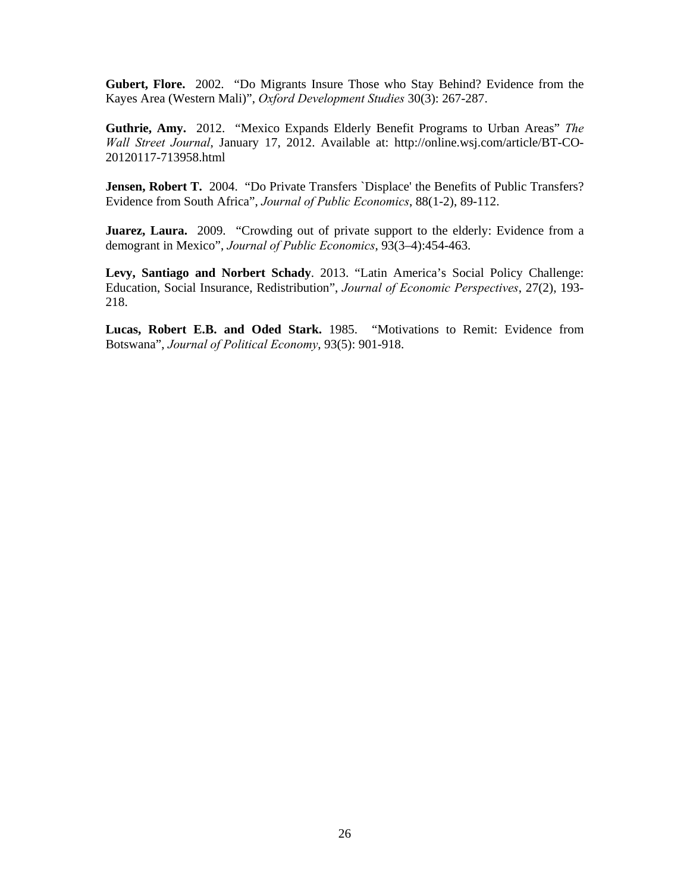**Gubert, Flore.** 2002. "Do Migrants Insure Those who Stay Behind? Evidence from the Kayes Area (Western Mali)", *Oxford Development Studies* 30(3): 267-287.

**Guthrie, Amy.** 2012. "Mexico Expands Elderly Benefit Programs to Urban Areas" *The Wall Street Journal*, January 17, 2012. Available at: http://online.wsj.com/article/BT-CO-20120117-713958.html

**Jensen, Robert T.** 2004. "Do Private Transfers `Displace' the Benefits of Public Transfers? Evidence from South Africa", *Journal of Public Economics*, 88(1-2), 89-112.

**Juarez, Laura.** 2009. "Crowding out of private support to the elderly: Evidence from a demogrant in Mexico", *Journal of Public Economics*, 93(3–4):454-463.

**Levy, Santiago and Norbert Schady**. 2013. "Latin America's Social Policy Challenge: Education, Social Insurance, Redistribution", *Journal of Economic Perspectives*, 27(2), 193-218.

**Lucas, Robert E.B. and Oded Stark.** 1985. "Motivations to Remit: Evidence from Botswana", *Journal of Political Economy*, 93(5): 901-918.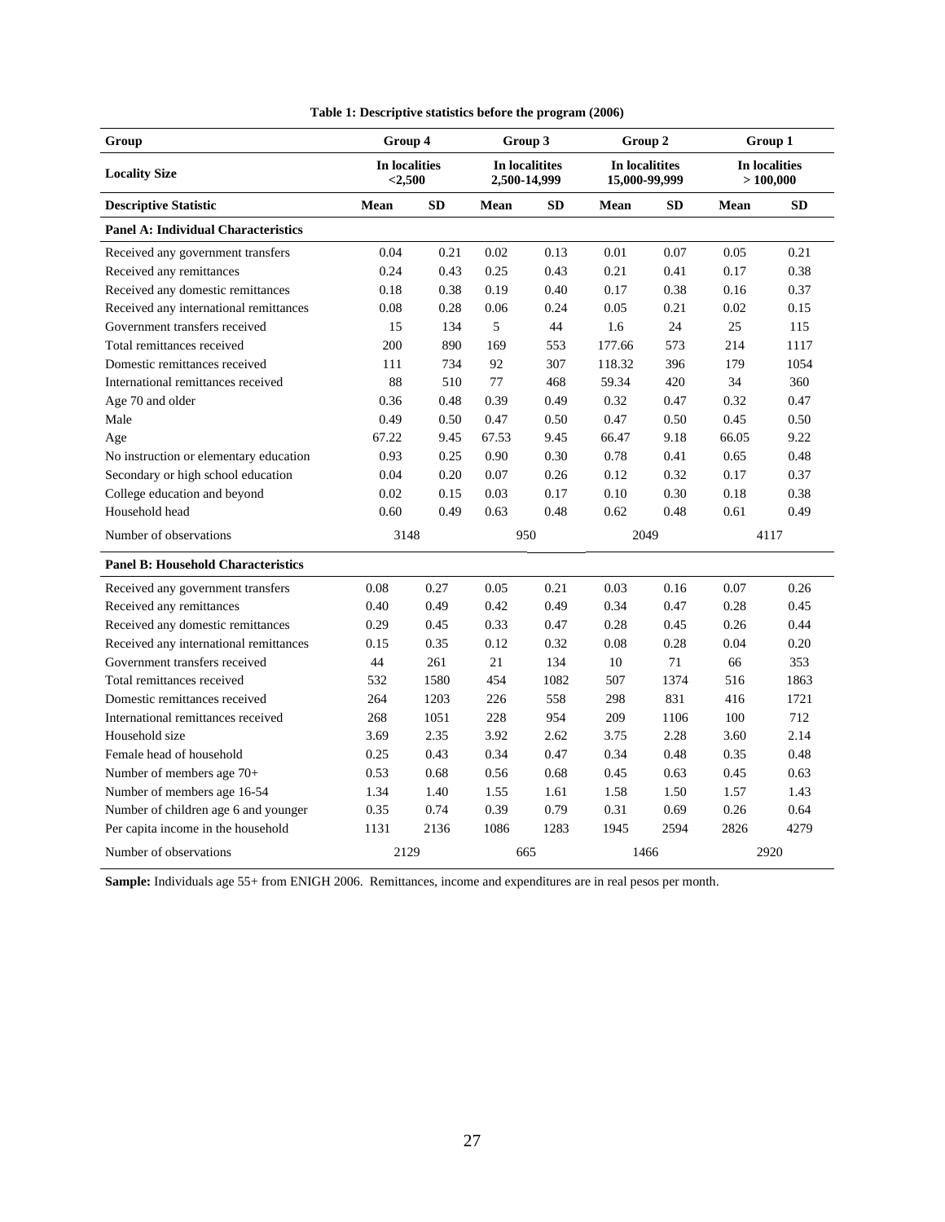**Table 1: Descriptive statistics before the program (2006)**

| Group | Group 4 | | Group 3 | | Group 2 | | Group 1 | |
|---|---|---|---|---|---|---|---|---|
| **Locality Size** | **In localities <2,500** | | **In localitites 2,500-14,999** | | **In localitites 15,000-99,999** | | **In localities > 100,000** | |
| **Descriptive Statistic** | **Mean** | **SD** | **Mean** | **SD** | **Mean** | **SD** | **Mean** | **SD** |
| **Panel A: Individual Characteristics** | | | | | | | | |
| Received any government transfers | 0.04 | 0.21 | 0.02 | 0.13 | 0.01 | 0.07 | 0.05 | 0.21 |
| Received any remittances | 0.24 | 0.43 | 0.25 | 0.43 | 0.21 | 0.41 | 0.17 | 0.38 |
| Received any domestic remittances | 0.18 | 0.38 | 0.19 | 0.40 | 0.17 | 0.38 | 0.16 | 0.37 |
| Received any international remittances | 0.08 | 0.28 | 0.06 | 0.24 | 0.05 | 0.21 | 0.02 | 0.15 |
| Government transfers received | 15 | 134 | 5 | 44 | 1.6 | 24 | 25 | 115 |
| Total remittances received | 200 | 890 | 169 | 553 | 177.66 | 573 | 214 | 1117 |
| Domestic remittances received | 111 | 734 | 92 | 307 | 118.32 | 396 | 179 | 1054 |
| International remittances received | 88 | 510 | 77 | 468 | 59.34 | 420 | 34 | 360 |
| Age 70 and older | 0.36 | 0.48 | 0.39 | 0.49 | 0.32 | 0.47 | 0.32 | 0.47 |
| Male | 0.49 | 0.50 | 0.47 | 0.50 | 0.47 | 0.50 | 0.45 | 0.50 |
| Age | 67.22 | 9.45 | 67.53 | 9.45 | 66.47 | 9.18 | 66.05 | 9.22 |
| No instruction or elementary education | 0.93 | 0.25 | 0.90 | 0.30 | 0.78 | 0.41 | 0.65 | 0.48 |
| Secondary or high school education | 0.04 | 0.20 | 0.07 | 0.26 | 0.12 | 0.32 | 0.17 | 0.37 |
| College education and beyond | 0.02 | 0.15 | 0.03 | 0.17 | 0.10 | 0.30 | 0.18 | 0.38 |
| Household head | 0.60 | 0.49 | 0.63 | 0.48 | 0.62 | 0.48 | 0.61 | 0.49 |
| Number of observations | 3148 | | 950 | | 2049 | | 4117 | |
| **Panel B: Household Characteristics** | | | | | | | | |
| Received any government transfers | 0.08 | 0.27 | 0.05 | 0.21 | 0.03 | 0.16 | 0.07 | 0.26 |
| Received any remittances | 0.40 | 0.49 | 0.42 | 0.49 | 0.34 | 0.47 | 0.28 | 0.45 |
| Received any domestic remittances | 0.29 | 0.45 | 0.33 | 0.47 | 0.28 | 0.45 | 0.26 | 0.44 |
| Received any international remittances | 0.15 | 0.35 | 0.12 | 0.32 | 0.08 | 0.28 | 0.04 | 0.20 |
| Government transfers received | 44 | 261 | 21 | 134 | 10 | 71 | 66 | 353 |
| Total remittances received | 532 | 1580 | 454 | 1082 | 507 | 1374 | 516 | 1863 |
| Domestic remittances received | 264 | 1203 | 226 | 558 | 298 | 831 | 416 | 1721 |
| International remittances received | 268 | 1051 | 228 | 954 | 209 | 1106 | 100 | 712 |
| Household size | 3.69 | 2.35 | 3.92 | 2.62 | 3.75 | 2.28 | 3.60 | 2.14 |
| Female head of household | 0.25 | 0.43 | 0.34 | 0.47 | 0.34 | 0.48 | 0.35 | 0.48 |
| Number of members age 70+ | 0.53 | 0.68 | 0.56 | 0.68 | 0.45 | 0.63 | 0.45 | 0.63 |
| Number of members age 16-54 | 1.34 | 1.40 | 1.55 | 1.61 | 1.58 | 1.50 | 1.57 | 1.43 |
| Number of children age 6 and younger | 0.35 | 0.74 | 0.39 | 0.79 | 0.31 | 0.69 | 0.26 | 0.64 |
| Per capita income in the household | 1131 | 2136 | 1086 | 1283 | 1945 | 2594 | 2826 | 4279 |
| Number of observations | 2129 | | 665 | | 1466 | | 2920 | |

**Sample:** Individuals age 55+ from ENIGH 2006. Remittances, income and expenditures are in real pesos per month.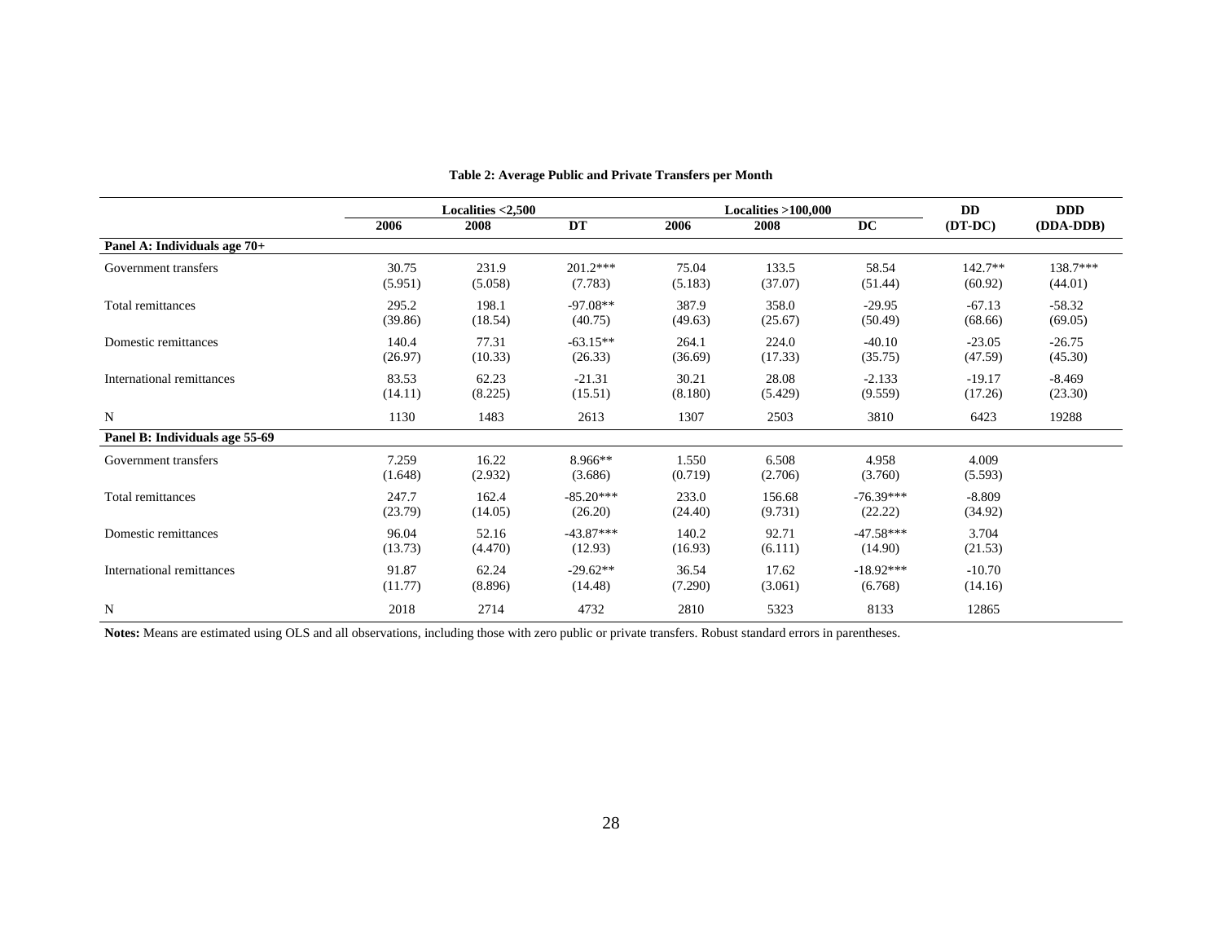**Table 2: Average Public and Private Transfers per Month**

| | Localities <2,500 | | | Localities >100,000 | | | DD | DDD |
|---|---|---|---|---|---|---|---|---|
| | 2006 | 2008 | DT | 2006 | 2008 | DC | (DT-DC) | (DDA-DDB) |
| **Panel A: Individuals age 70+** | | | | | | | | |
| Government transfers | 30.75 | 231.9 | 201.2*** | 75.04 | 133.5 | 58.54 | 142.7** | 138.7*** |
| | (5.951) | (5.058) | (7.783) | (5.183) | (37.07) | (51.44) | (60.92) | (44.01) |
| Total remittances | 295.2 | 198.1 | -97.08** | 387.9 | 358.0 | -29.95 | -67.13 | -58.32 |
| | (39.86) | (18.54) | (40.75) | (49.63) | (25.67) | (50.49) | (68.66) | (69.05) |
| Domestic remittances | 140.4 | 77.31 | -63.15** | 264.1 | 224.0 | -40.10 | -23.05 | -26.75 |
| | (26.97) | (10.33) | (26.33) | (36.69) | (17.33) | (35.75) | (47.59) | (45.30) |
| International remittances | 83.53 | 62.23 | -21.31 | 30.21 | 28.08 | -2.133 | -19.17 | -8.469 |
| | (14.11) | (8.225) | (15.51) | (8.180) | (5.429) | (9.559) | (17.26) | (23.30) |
| N | 1130 | 1483 | 2613 | 1307 | 2503 | 3810 | 6423 | 19288 |
| **Panel B: Individuals age 55-69** | | | | | | | | |
| Government transfers | 7.259 | 16.22 | 8.966** | 1.550 | 6.508 | 4.958 | 4.009 | |
| | (1.648) | (2.932) | (3.686) | (0.719) | (2.706) | (3.760) | (5.593) | |
| Total remittances | 247.7 | 162.4 | -85.20*** | 233.0 | 156.68 | -76.39*** | -8.809 | |
| | (23.79) | (14.05) | (26.20) | (24.40) | (9.731) | (22.22) | (34.92) | |
| Domestic remittances | 96.04 | 52.16 | -43.87*** | 140.2 | 92.71 | -47.58*** | 3.704 | |
| | (13.73) | (4.470) | (12.93) | (16.93) | (6.111) | (14.90) | (21.53) | |
| International remittances | 91.87 | 62.24 | -29.62** | 36.54 | 17.62 | -18.92*** | -10.70 | |
| | (11.77) | (8.896) | (14.48) | (7.290) | (3.061) | (6.768) | (14.16) | |
| N | 2018 | 2714 | 4732 | 2810 | 5323 | 8133 | 12865 | |

**Notes:** Means are estimated using OLS and all observations, including those with zero public or private transfers. Robust standard errors in parentheses.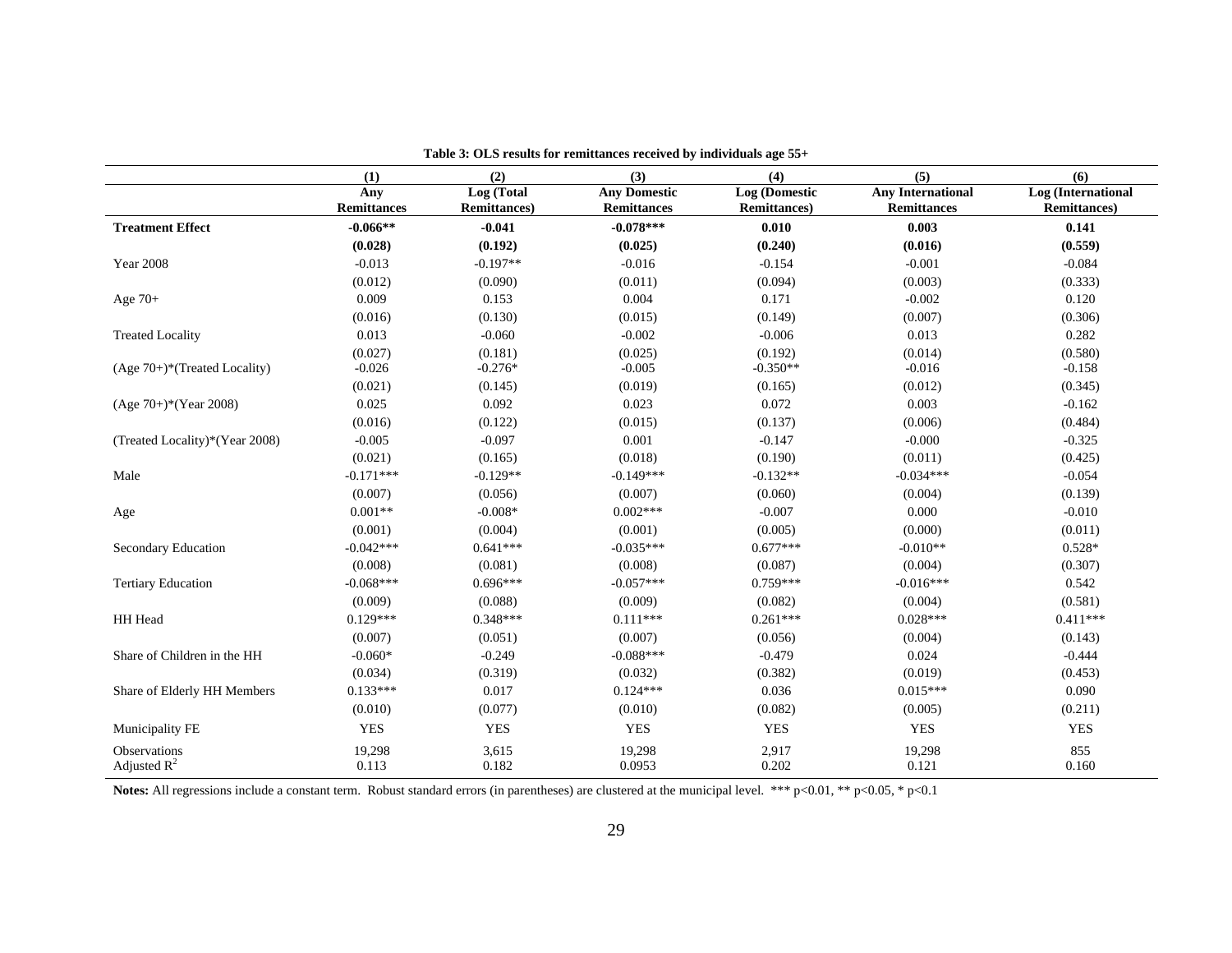**Table 3: OLS results for remittances received by individuals age 55+**

| | (1) | (2) | (3) | (4) | (5) | (6) |
|---|---|---|---|---|---|---|
| | Any Remittances | Log (Total Remittances) | Any Domestic Remittances | Log (Domestic Remittances) | Any International Remittances | Log (International Remittances) |
| **Treatment Effect** | **-0.066\*\*** | **-0.041** | **-0.078\*\*\*** | **0.010** | **0.003** | **0.141** |
| | **(0.028)** | **(0.192)** | **(0.025)** | **(0.240)** | **(0.016)** | **(0.559)** |
| Year 2008 | -0.013 | -0.197\*\* | -0.016 | -0.154 | -0.001 | -0.084 |
| | (0.012) | (0.090) | (0.011) | (0.094) | (0.003) | (0.333) |
| Age 70+ | 0.009 | 0.153 | 0.004 | 0.171 | -0.002 | 0.120 |
| | (0.016) | (0.130) | (0.015) | (0.149) | (0.007) | (0.306) |
| Treated Locality | 0.013 | -0.060 | -0.002 | -0.006 | 0.013 | 0.282 |
| | (0.027) | (0.181) | (0.025) | (0.192) | (0.014) | (0.580) |
| (Age 70+)\*(Treated Locality) | -0.026 | -0.276\* | -0.005 | -0.350\*\* | -0.016 | -0.158 |
| | (0.021) | (0.145) | (0.019) | (0.165) | (0.012) | (0.345) |
| (Age 70+)\*(Year 2008) | 0.025 | 0.092 | 0.023 | 0.072 | 0.003 | -0.162 |
| | (0.016) | (0.122) | (0.015) | (0.137) | (0.006) | (0.484) |
| (Treated Locality)\*(Year 2008) | -0.005 | -0.097 | 0.001 | -0.147 | -0.000 | -0.325 |
| | (0.021) | (0.165) | (0.018) | (0.190) | (0.011) | (0.425) |
| Male | -0.171\*\*\* | -0.129\*\* | -0.149\*\*\* | -0.132\*\* | -0.034\*\*\* | -0.054 |
| | (0.007) | (0.056) | (0.007) | (0.060) | (0.004) | (0.139) |
| Age | 0.001\*\* | -0.008\* | 0.002\*\*\* | -0.007 | 0.000 | -0.010 |
| | (0.001) | (0.004) | (0.001) | (0.005) | (0.000) | (0.011) |
| Secondary Education | -0.042\*\*\* | 0.641\*\*\* | -0.035\*\*\* | 0.677\*\*\* | -0.010\*\* | 0.528\* |
| | (0.008) | (0.081) | (0.008) | (0.087) | (0.004) | (0.307) |
| Tertiary Education | -0.068\*\*\* | 0.696\*\*\* | -0.057\*\*\* | 0.759\*\*\* | -0.016\*\*\* | 0.542 |
| | (0.009) | (0.088) | (0.009) | (0.082) | (0.004) | (0.581) |
| HH Head | 0.129\*\*\* | 0.348\*\*\* | 0.111\*\*\* | 0.261\*\*\* | 0.028\*\*\* | 0.411\*\*\* |
| | (0.007) | (0.051) | (0.007) | (0.056) | (0.004) | (0.143) |
| Share of Children in the HH | -0.060\* | -0.249 | -0.088\*\*\* | -0.479 | 0.024 | -0.444 |
| | (0.034) | (0.319) | (0.032) | (0.382) | (0.019) | (0.453) |
| Share of Elderly HH Members | 0.133\*\*\* | 0.017 | 0.124\*\*\* | 0.036 | 0.015\*\*\* | 0.090 |
| | (0.010) | (0.077) | (0.010) | (0.082) | (0.005) | (0.211) |
| Municipality FE | YES | YES | YES | YES | YES | YES |
| Observations | 19,298 | 3,615 | 19,298 | 2,917 | 19,298 | 855 |
| Adjusted $R^2$ | 0.113 | 0.182 | 0.0953 | 0.202 | 0.121 | 0.160 |

**Notes:** All regressions include a constant term. Robust standard errors (in parentheses) are clustered at the municipal level. \*\*\* p<0.01, \*\* p<0.05, \* p<0.1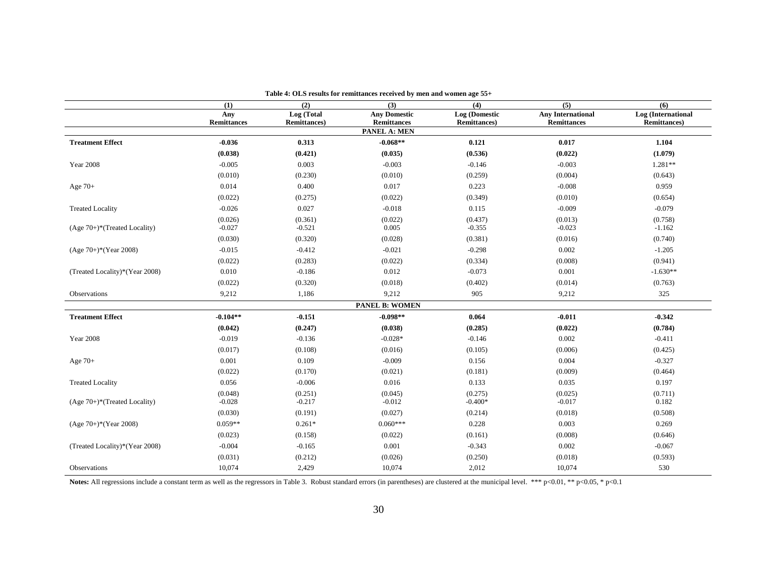**Table 4: OLS results for remittances received by men and women age 55+**

| | (1) | (2) | (3) | (4) | (5) | (6) |
|---|---|---|---|---|---|---|
| | Any Remittances | Log (Total Remittances) | Any Domestic Remittances | Log (Domestic Remittances) | Any International Remittances | Log (International Remittances) |
| | | | **PANEL A: MEN** | | | |
| **Treatment Effect** | **-0.036** | **0.313** | **-0.068\*\*** | **0.121** | **0.017** | **1.104** |
| | **(0.038)** | **(0.421)** | **(0.035)** | **(0.536)** | **(0.022)** | **(1.079)** |
| Year 2008 | -0.005 | 0.003 | -0.003 | -0.146 | -0.003 | 1.281\*\* |
| | (0.010) | (0.230) | (0.010) | (0.259) | (0.004) | (0.643) |
| Age 70+ | 0.014 | 0.400 | 0.017 | 0.223 | -0.008 | 0.959 |
| | (0.022) | (0.275) | (0.022) | (0.349) | (0.010) | (0.654) |
| Treated Locality | -0.026 | 0.027 | -0.018 | 0.115 | -0.009 | -0.079 |
| | (0.026) | (0.361) | (0.022) | (0.437) | (0.013) | (0.758) |
| (Age 70+)\*(Treated Locality) | -0.027 | -0.521 | 0.005 | -0.355 | -0.023 | -1.162 |
| | (0.030) | (0.320) | (0.028) | (0.381) | (0.016) | (0.740) |
| (Age 70+)\*(Year 2008) | -0.015 | -0.412 | -0.021 | -0.298 | 0.002 | -1.205 |
| | (0.022) | (0.283) | (0.022) | (0.334) | (0.008) | (0.941) |
| (Treated Locality)\*(Year 2008) | 0.010 | -0.186 | 0.012 | -0.073 | 0.001 | -1.630\*\* |
| | (0.022) | (0.320) | (0.018) | (0.402) | (0.014) | (0.763) |
| Observations | 9,212 | 1,186 | 9,212 | 905 | 9,212 | 325 |
| | | | **PANEL B: WOMEN** | | | |
| **Treatment Effect** | **-0.104\*\*** | **-0.151** | **-0.098\*\*** | **0.064** | **-0.011** | **-0.342** |
| | **(0.042)** | **(0.247)** | **(0.038)** | **(0.285)** | **(0.022)** | **(0.784)** |
| Year 2008 | -0.019 | -0.136 | -0.028\* | -0.146 | 0.002 | -0.411 |
| | (0.017) | (0.108) | (0.016) | (0.105) | (0.006) | (0.425) |
| Age 70+ | 0.001 | 0.109 | -0.009 | 0.156 | 0.004 | -0.327 |
| | (0.022) | (0.170) | (0.021) | (0.181) | (0.009) | (0.464) |
| Treated Locality | 0.056 | -0.006 | 0.016 | 0.133 | 0.035 | 0.197 |
| | (0.048) | (0.251) | (0.045) | (0.275) | (0.025) | (0.711) |
| (Age 70+)\*(Treated Locality) | -0.028 | -0.217 | -0.012 | -0.400\* | -0.017 | 0.182 |
| | (0.030) | (0.191) | (0.027) | (0.214) | (0.018) | (0.508) |
| (Age 70+)\*(Year 2008) | 0.059\*\* | 0.261\* | 0.060\*\*\* | 0.228 | 0.003 | 0.269 |
| | (0.023) | (0.158) | (0.022) | (0.161) | (0.008) | (0.646) |
| (Treated Locality)\*(Year 2008) | -0.004 | -0.165 | 0.001 | -0.343 | 0.002 | -0.067 |
| | (0.031) | (0.212) | (0.026) | (0.250) | (0.018) | (0.593) |
| Observations | 10,074 | 2,429 | 10,074 | 2,012 | 10,074 | 530 |

**Notes:** All regressions include a constant term as well as the regressors in Table 3. Robust standard errors (in parentheses) are clustered at the municipal level. \*\*\* $p<0.01$, \*\* $p<0.05$, \* $p<0.1$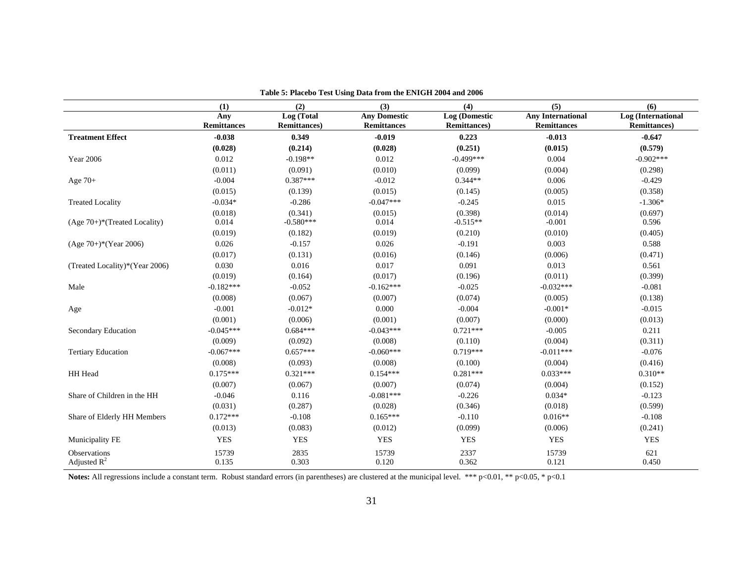**Table 5: Placebo Test Using Data from the ENIGH 2004 and 2006**

| | (1) | (2) | (3) | (4) | (5) | (6) |
|---|---|---|---|---|---|---|
| | Any Remittances | Log (Total Remittances) | Any Domestic Remittances | Log (Domestic Remittances) | Any International Remittances | Log (International Remittances) |
| **Treatment Effect** | **-0.038** | **0.349** | **-0.019** | **0.223** | **-0.013** | **-0.647** |
| | **(0.028)** | **(0.214)** | **(0.028)** | **(0.251)** | **(0.015)** | **(0.579)** |
| Year 2006 | 0.012 | -0.198** | 0.012 | -0.499*** | 0.004 | -0.902*** |
| | (0.011) | (0.091) | (0.010) | (0.099) | (0.004) | (0.298) |
| Age 70+ | -0.004 | 0.387*** | -0.012 | 0.344** | 0.006 | -0.429 |
| | (0.015) | (0.139) | (0.015) | (0.145) | (0.005) | (0.358) |
| Treated Locality | -0.034* | -0.286 | -0.047*** | -0.245 | 0.015 | -1.306* |
| | (0.018) | (0.341) | (0.015) | (0.398) | (0.014) | (0.697) |
| (Age 70+)*(Treated Locality) | 0.014 | -0.580*** | 0.014 | -0.515** | -0.001 | 0.596 |
| | (0.019) | (0.182) | (0.019) | (0.210) | (0.010) | (0.405) |
| (Age 70+)*(Year 2006) | 0.026 | -0.157 | 0.026 | -0.191 | 0.003 | 0.588 |
| | (0.017) | (0.131) | (0.016) | (0.146) | (0.006) | (0.471) |
| (Treated Locality)*(Year 2006) | 0.030 | 0.016 | 0.017 | 0.091 | 0.013 | 0.561 |
| | (0.019) | (0.164) | (0.017) | (0.196) | (0.011) | (0.399) |
| Male | -0.182*** | -0.052 | -0.162*** | -0.025 | -0.032*** | -0.081 |
| | (0.008) | (0.067) | (0.007) | (0.074) | (0.005) | (0.138) |
| Age | -0.001 | -0.012* | 0.000 | -0.004 | -0.001* | -0.015 |
| | (0.001) | (0.006) | (0.001) | (0.007) | (0.000) | (0.013) |
| Secondary Education | -0.045*** | 0.684*** | -0.043*** | 0.721*** | -0.005 | 0.211 |
| | (0.009) | (0.092) | (0.008) | (0.110) | (0.004) | (0.311) |
| Tertiary Education | -0.067*** | 0.657*** | -0.060*** | 0.719*** | -0.011*** | -0.076 |
| | (0.008) | (0.093) | (0.008) | (0.100) | (0.004) | (0.416) |
| HH Head | 0.175*** | 0.321*** | 0.154*** | 0.281*** | 0.033*** | 0.310** |
| | (0.007) | (0.067) | (0.007) | (0.074) | (0.004) | (0.152) |
| Share of Children in the HH | -0.046 | 0.116 | -0.081*** | -0.226 | 0.034* | -0.123 |
| | (0.031) | (0.287) | (0.028) | (0.346) | (0.018) | (0.599) |
| Share of Elderly HH Members | 0.172*** | -0.108 | 0.165*** | -0.110 | 0.016** | -0.108 |
| | (0.013) | (0.083) | (0.012) | (0.099) | (0.006) | (0.241) |
| Municipality FE | YES | YES | YES | YES | YES | YES |
| Observations | 15739 | 2835 | 15739 | 2337 | 15739 | 621 |
| Adjusted $R^2$ | 0.135 | 0.303 | 0.120 | 0.362 | 0.121 | 0.450 |

**Notes:** All regressions include a constant term. Robust standard errors (in parentheses) are clustered at the municipal level. *** p<0.01, ** p<0.05, * p<0.1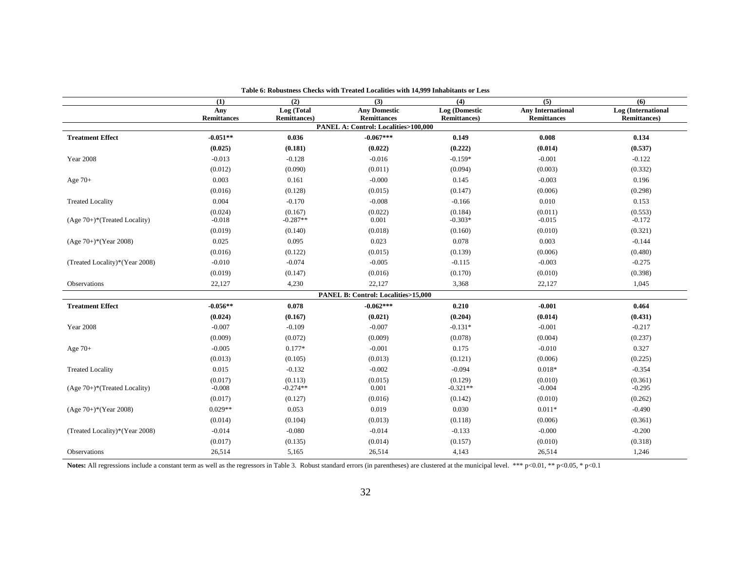**Table 6: Robustness Checks with Treated Localities with 14,999 Inhabitants or Less**

| | (1) | (2) | (3) | (4) | (5) | (6) |
|---|---|---|---|---|---|---|
| | Any Remittances | Log (Total Remittances) | Any Domestic Remittances | Log (Domestic Remittances) | Any International Remittances | Log (International Remittances) |
| **PANEL A: Control: Localities>100,000** | | | | | | |
| **Treatment Effect** | **-0.051**** | **0.036** | **-0.067***** | **0.149** | **0.008** | **0.134** |
| | **(0.025)** | **(0.181)** | **(0.022)** | **(0.222)** | **(0.014)** | **(0.537)** |
| Year 2008 | -0.013 | -0.128 | -0.016 | -0.159* | -0.001 | -0.122 |
| | (0.012) | (0.090) | (0.011) | (0.094) | (0.003) | (0.332) |
| Age 70+ | 0.003 | 0.161 | -0.000 | 0.145 | -0.003 | 0.196 |
| | (0.016) | (0.128) | (0.015) | (0.147) | (0.006) | (0.298) |
| Treated Locality | 0.004 | -0.170 | -0.008 | -0.166 | 0.010 | 0.153 |
| | (0.024) | (0.167) | (0.022) | (0.184) | (0.011) | (0.553) |
| (Age 70+)*(Treated Locality) | -0.018 | -0.287** | 0.001 | -0.303* | -0.015 | -0.172 |
| | (0.019) | (0.140) | (0.018) | (0.160) | (0.010) | (0.321) |
| (Age 70+)*(Year 2008) | 0.025 | 0.095 | 0.023 | 0.078 | 0.003 | -0.144 |
| | (0.016) | (0.122) | (0.015) | (0.139) | (0.006) | (0.480) |
| (Treated Locality)*(Year 2008) | -0.010 | -0.074 | -0.005 | -0.115 | -0.003 | -0.275 |
| | (0.019) | (0.147) | (0.016) | (0.170) | (0.010) | (0.398) |
| Observations | 22,127 | 4,230 | 22,127 | 3,368 | 22,127 | 1,045 |
| **PANEL B: Control: Localities>15,000** | | | | | | |
| **Treatment Effect** | **-0.056**** | **0.078** | **-0.062***** | **0.210** | **-0.001** | **0.464** |
| | **(0.024)** | **(0.167)** | **(0.021)** | **(0.204)** | **(0.014)** | **(0.431)** |
| Year 2008 | -0.007 | -0.109 | -0.007 | -0.131* | -0.001 | -0.217 |
| | (0.009) | (0.072) | (0.009) | (0.078) | (0.004) | (0.237) |
| Age 70+ | -0.005 | 0.177* | -0.001 | 0.175 | -0.010 | 0.327 |
| | (0.013) | (0.105) | (0.013) | (0.121) | (0.006) | (0.225) |
| Treated Locality | 0.015 | -0.132 | -0.002 | -0.094 | 0.018* | -0.354 |
| | (0.017) | (0.113) | (0.015) | (0.129) | (0.010) | (0.361) |
| (Age 70+)*(Treated Locality) | -0.008 | -0.274** | 0.001 | -0.321** | -0.004 | -0.295 |
| | (0.017) | (0.127) | (0.016) | (0.142) | (0.010) | (0.262) |
| (Age 70+)*(Year 2008) | 0.029** | 0.053 | 0.019 | 0.030 | 0.011* | -0.490 |
| | (0.014) | (0.104) | (0.013) | (0.118) | (0.006) | (0.361) |
| (Treated Locality)*(Year 2008) | -0.014 | -0.080 | -0.014 | -0.133 | -0.000 | -0.200 |
| | (0.017) | (0.135) | (0.014) | (0.157) | (0.010) | (0.318) |
| Observations | 26,514 | 5,165 | 26,514 | 4,143 | 26,514 | 1,246 |

**Notes:** All regressions include a constant term as well as the regressors in Table 3. Robust standard errors (in parentheses) are clustered at the municipal level. *** p<0.01, ** p<0.05, * p<0.1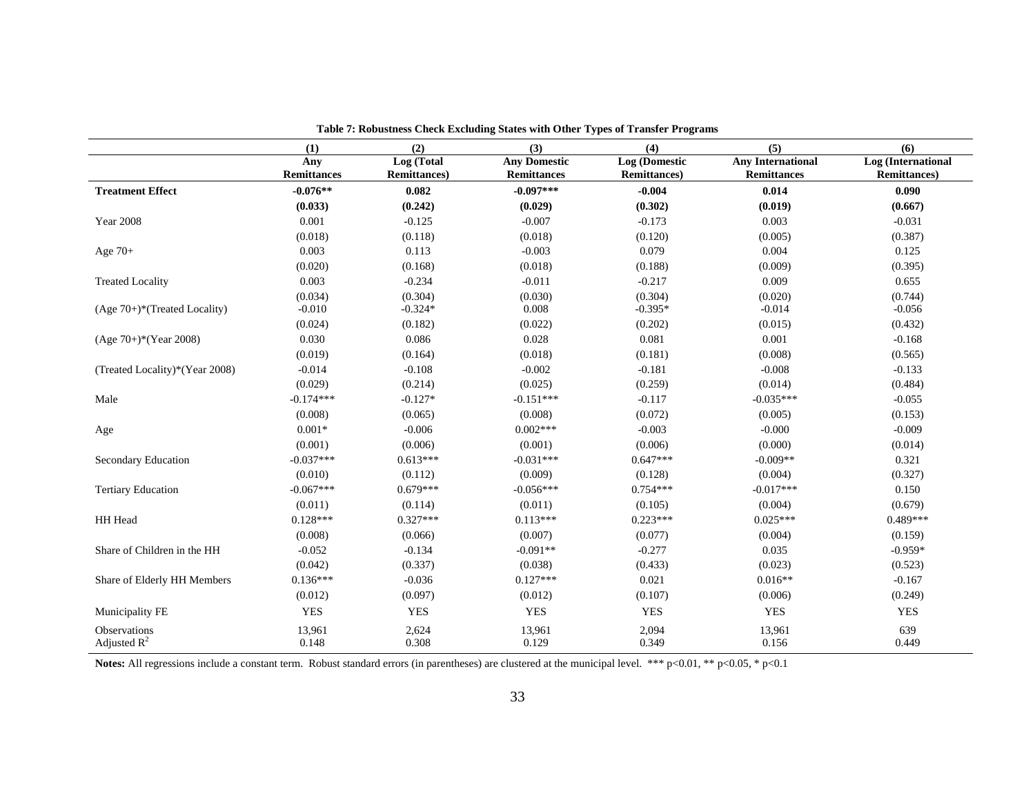**Table 7: Robustness Check Excluding States with Other Types of Transfer Programs**

| | (1) Any Remittances | (2) Log (Total Remittances) | (3) Any Domestic Remittances | (4) Log (Domestic Remittances) | (5) Any International Remittances | (6) Log (International Remittances) |
|---|---|---|---|---|---|---|
| **Treatment Effect** | **-0.076\*\*** | **0.082** | **-0.097\*\*\*** | **-0.004** | **0.014** | **0.090** |
| | **(0.033)** | **(0.242)** | **(0.029)** | **(0.302)** | **(0.019)** | **(0.667)** |
| Year 2008 | 0.001 | -0.125 | -0.007 | -0.173 | 0.003 | -0.031 |
| | (0.018) | (0.118) | (0.018) | (0.120) | (0.005) | (0.387) |
| Age 70+ | 0.003 | 0.113 | -0.003 | 0.079 | 0.004 | 0.125 |
| | (0.020) | (0.168) | (0.018) | (0.188) | (0.009) | (0.395) |
| Treated Locality | 0.003 | -0.234 | -0.011 | -0.217 | 0.009 | 0.655 |
| | (0.034) | (0.304) | (0.030) | (0.304) | (0.020) | (0.744) |
| (Age 70+)\*(Treated Locality) | -0.010 | -0.324\* | 0.008 | -0.395\* | -0.014 | -0.056 |
| | (0.024) | (0.182) | (0.022) | (0.202) | (0.015) | (0.432) |
| (Age 70+)\*(Year 2008) | 0.030 | 0.086 | 0.028 | 0.081 | 0.001 | -0.168 |
| | (0.019) | (0.164) | (0.018) | (0.181) | (0.008) | (0.565) |
| (Treated Locality)\*(Year 2008) | -0.014 | -0.108 | -0.002 | -0.181 | -0.008 | -0.133 |
| | (0.029) | (0.214) | (0.025) | (0.259) | (0.014) | (0.484) |
| Male | -0.174\*\*\* | -0.127\* | -0.151\*\*\* | -0.117 | -0.035\*\*\* | -0.055 |
| | (0.008) | (0.065) | (0.008) | (0.072) | (0.005) | (0.153) |
| Age | 0.001\* | -0.006 | 0.002\*\*\* | -0.003 | -0.000 | -0.009 |
| | (0.001) | (0.006) | (0.001) | (0.006) | (0.000) | (0.014) |
| Secondary Education | -0.037\*\*\* | 0.613\*\*\* | -0.031\*\*\* | 0.647\*\*\* | -0.009\*\* | 0.321 |
| | (0.010) | (0.112) | (0.009) | (0.128) | (0.004) | (0.327) |
| Tertiary Education | -0.067\*\*\* | 0.679\*\*\* | -0.056\*\*\* | 0.754\*\*\* | -0.017\*\*\* | 0.150 |
| | (0.011) | (0.114) | (0.011) | (0.105) | (0.004) | (0.679) |
| HH Head | 0.128\*\*\* | 0.327\*\*\* | 0.113\*\*\* | 0.223\*\*\* | 0.025\*\*\* | 0.489\*\*\* |
| | (0.008) | (0.066) | (0.007) | (0.077) | (0.004) | (0.159) |
| Share of Children in the HH | -0.052 | -0.134 | -0.091\*\* | -0.277 | 0.035 | -0.959\* |
| | (0.042) | (0.337) | (0.038) | (0.433) | (0.023) | (0.523) |
| Share of Elderly HH Members | 0.136\*\*\* | -0.036 | 0.127\*\*\* | 0.021 | 0.016\*\* | -0.167 |
| | (0.012) | (0.097) | (0.012) | (0.107) | (0.006) | (0.249) |
| Municipality FE | YES | YES | YES | YES | YES | YES |
| Observations | 13,961 | 2,624 | 13,961 | 2,094 | 13,961 | 639 |
| Adjusted $R^2$ | 0.148 | 0.308 | 0.129 | 0.349 | 0.156 | 0.449 |

**Notes:** All regressions include a constant term. Robust standard errors (in parentheses) are clustered at the municipal level. \*\*\* p<0.01, \*\* p<0.05, \* p<0.1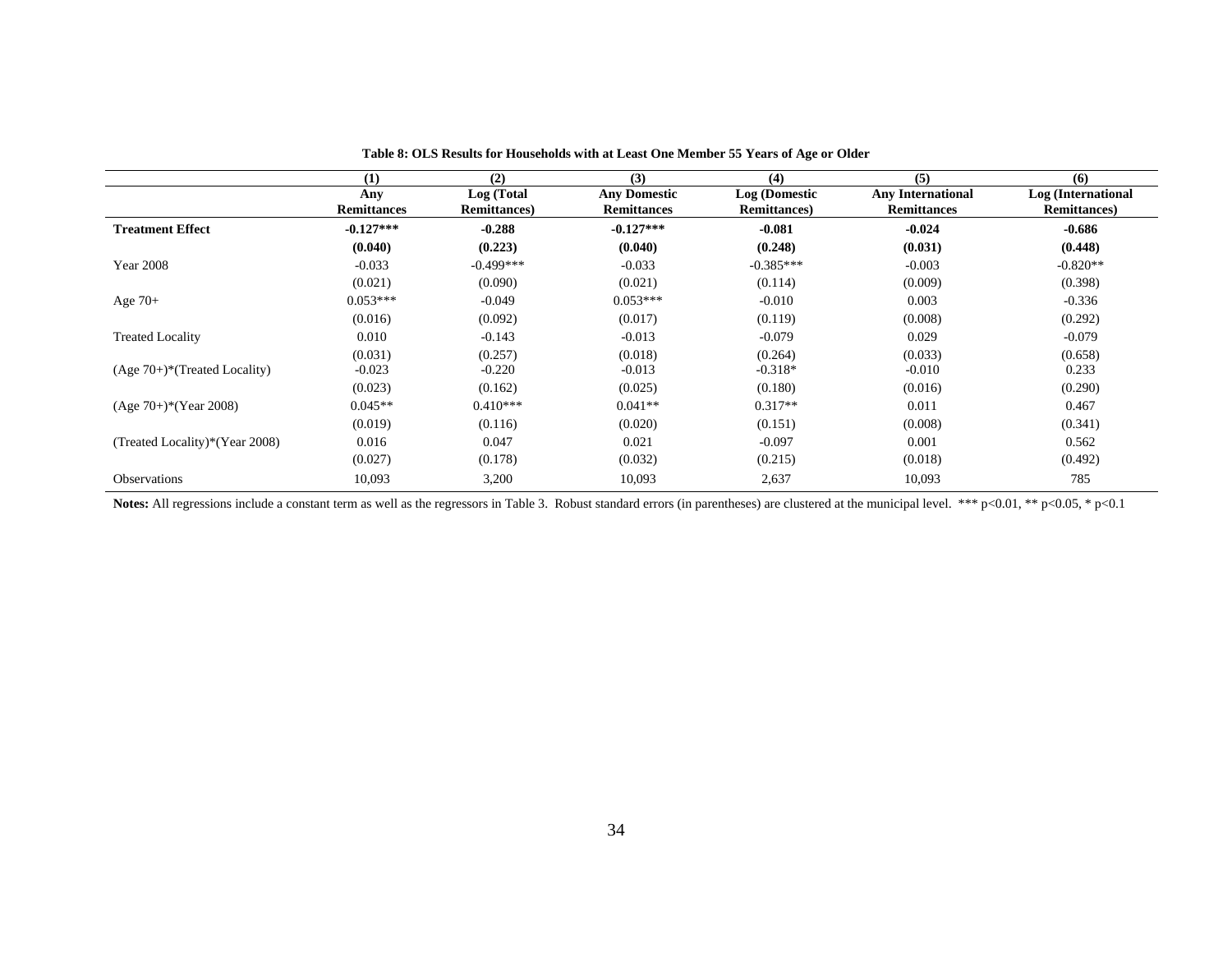**Table 8: OLS Results for Households with at Least One Member 55 Years of Age or Older**

| | (1) | (2) | (3) | (4) | (5) | (6) |
|---|---|---|---|---|---|---|
| | **Any Remittances** | **Log (Total Remittances)** | **Any Domestic Remittances** | **Log (Domestic Remittances)** | **Any International Remittances** | **Log (International Remittances)** |
| **Treatment Effect** | **-0.127***** | **-0.288** | **-0.127***** | **-0.081** | **-0.024** | **-0.686** |
| | **(0.040)** | **(0.223)** | **(0.040)** | **(0.248)** | **(0.031)** | **(0.448)** |
| Year 2008 | -0.033 | -0.499*** | -0.033 | -0.385*** | -0.003 | -0.820** |
| | (0.021) | (0.090) | (0.021) | (0.114) | (0.009) | (0.398) |
| Age 70+ | 0.053*** | -0.049 | 0.053*** | -0.010 | 0.003 | -0.336 |
| | (0.016) | (0.092) | (0.017) | (0.119) | (0.008) | (0.292) |
| Treated Locality | 0.010 | -0.143 | -0.013 | -0.079 | 0.029 | -0.079 |
| | (0.031) | (0.257) | (0.018) | (0.264) | (0.033) | (0.658) |
| (Age 70+)*(Treated Locality) | -0.023 | -0.220 | -0.013 | -0.318* | -0.010 | 0.233 |
| | (0.023) | (0.162) | (0.025) | (0.180) | (0.016) | (0.290) |
| (Age 70+)*(Year 2008) | 0.045** | 0.410*** | 0.041** | 0.317** | 0.011 | 0.467 |
| | (0.019) | (0.116) | (0.020) | (0.151) | (0.008) | (0.341) |
| (Treated Locality)*(Year 2008) | 0.016 | 0.047 | 0.021 | -0.097 | 0.001 | 0.562 |
| | (0.027) | (0.178) | (0.032) | (0.215) | (0.018) | (0.492) |
| Observations | 10,093 | 3,200 | 10,093 | 2,637 | 10,093 | 785 |

**Notes:** All regressions include a constant term as well as the regressors in Table 3. Robust standard errors (in parentheses) are clustered at the municipal level. *** p<0.01, ** p<0.05, * p<0.1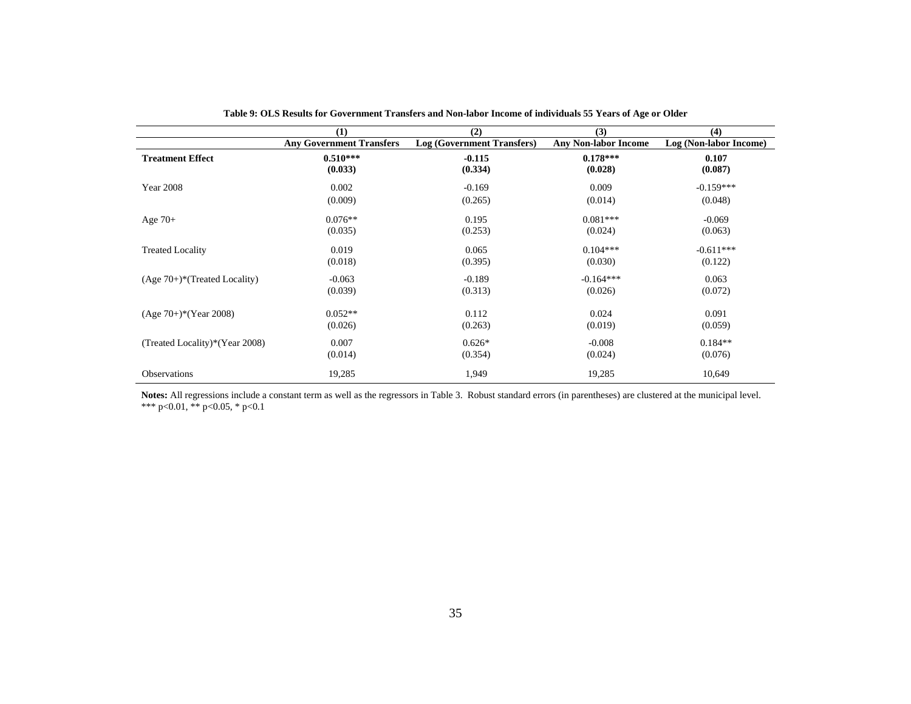**Table 9: OLS Results for Government Transfers and Non-labor Income of individuals 55 Years of Age or Older**

| | (1) | (2) | (3) | (4) |
|---|---|---|---|---|
| | **Any Government Transfers** | **Log (Government Transfers)** | **Any Non-labor Income** | **Log (Non-labor Income)** |
| **Treatment Effect** | **0.510\*\*\*** | **-0.115** | **0.178\*\*\*** | **0.107** |
| | **(0.033)** | **(0.334)** | **(0.028)** | **(0.087)** |
| Year 2008 | 0.002 | -0.169 | 0.009 | -0.159*** |
| | (0.009) | (0.265) | (0.014) | (0.048) |
| Age 70+ | 0.076** | 0.195 | 0.081*** | -0.069 |
| | (0.035) | (0.253) | (0.024) | (0.063) |
| Treated Locality | 0.019 | 0.065 | 0.104*** | -0.611*** |
| | (0.018) | (0.395) | (0.030) | (0.122) |
| (Age 70+)*(Treated Locality) | -0.063 | -0.189 | -0.164*** | 0.063 |
| | (0.039) | (0.313) | (0.026) | (0.072) |
| (Age 70+)*(Year 2008) | 0.052** | 0.112 | 0.024 | 0.091 |
| | (0.026) | (0.263) | (0.019) | (0.059) |
| (Treated Locality)*(Year 2008) | 0.007 | 0.626* | -0.008 | 0.184** |
| | (0.014) | (0.354) | (0.024) | (0.076) |
| Observations | 19,285 | 1,949 | 19,285 | 10,649 |

**Notes:** All regressions include a constant term as well as the regressors in Table 3. Robust standard errors (in parentheses) are clustered at the municipal level. *** p<0.01, ** p<0.05, * p<0.1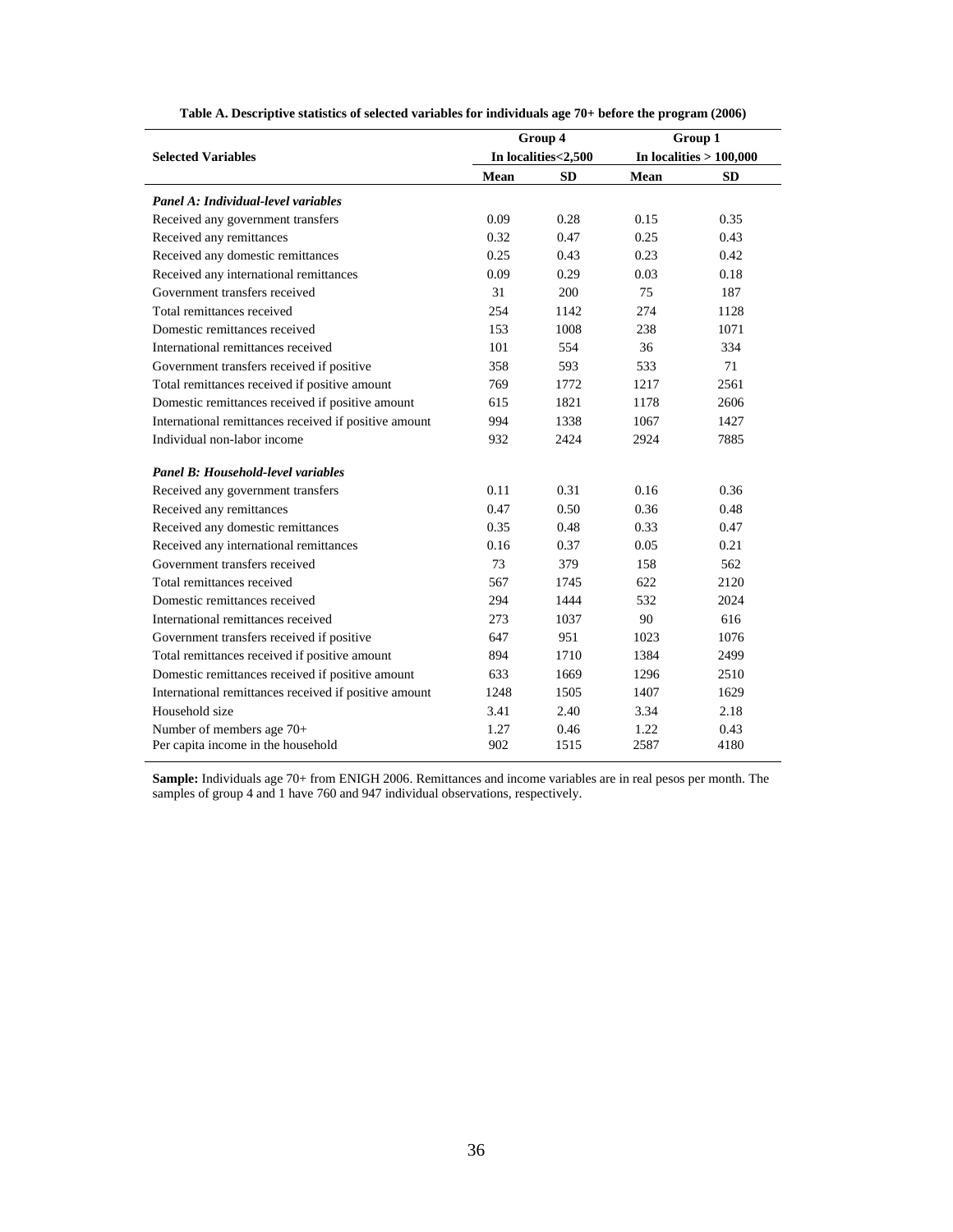**Table A. Descriptive statistics of selected variables for individuals age 70+ before the program (2006)**

| Selected Variables | Group 4 In localities<2,500 | | Group 1 In localities > 100,000 | |
|---|---|---|---|---|
| | **Mean** | **SD** | **Mean** | **SD** |
| ***Panel A: Individual-level variables*** | | | | |
| Received any government transfers | 0.09 | 0.28 | 0.15 | 0.35 |
| Received any remittances | 0.32 | 0.47 | 0.25 | 0.43 |
| Received any domestic remittances | 0.25 | 0.43 | 0.23 | 0.42 |
| Received any international remittances | 0.09 | 0.29 | 0.03 | 0.18 |
| Government transfers received | 31 | 200 | 75 | 187 |
| Total remittances received | 254 | 1142 | 274 | 1128 |
| Domestic remittances received | 153 | 1008 | 238 | 1071 |
| International remittances received | 101 | 554 | 36 | 334 |
| Government transfers received if positive | 358 | 593 | 533 | 71 |
| Total remittances received if positive amount | 769 | 1772 | 1217 | 2561 |
| Domestic remittances received if positive amount | 615 | 1821 | 1178 | 2606 |
| International remittances received if positive amount | 994 | 1338 | 1067 | 1427 |
| Individual non-labor income | 932 | 2424 | 2924 | 7885 |
| ***Panel B: Household-level variables*** | | | | |
| Received any government transfers | 0.11 | 0.31 | 0.16 | 0.36 |
| Received any remittances | 0.47 | 0.50 | 0.36 | 0.48 |
| Received any domestic remittances | 0.35 | 0.48 | 0.33 | 0.47 |
| Received any international remittances | 0.16 | 0.37 | 0.05 | 0.21 |
| Government transfers received | 73 | 379 | 158 | 562 |
| Total remittances received | 567 | 1745 | 622 | 2120 |
| Domestic remittances received | 294 | 1444 | 532 | 2024 |
| International remittances received | 273 | 1037 | 90 | 616 |
| Government transfers received if positive | 647 | 951 | 1023 | 1076 |
| Total remittances received if positive amount | 894 | 1710 | 1384 | 2499 |
| Domestic remittances received if positive amount | 633 | 1669 | 1296 | 2510 |
| International remittances received if positive amount | 1248 | 1505 | 1407 | 1629 |
| Household size | 3.41 | 2.40 | 3.34 | 2.18 |
| Number of members age 70+ | 1.27 | 0.46 | 1.22 | 0.43 |
| Per capita income in the household | 902 | 1515 | 2587 | 4180 |

**Sample:** Individuals age 70+ from ENIGH 2006. Remittances and income variables are in real pesos per month. The samples of group 4 and 1 have 760 and 947 individual observations, respectively.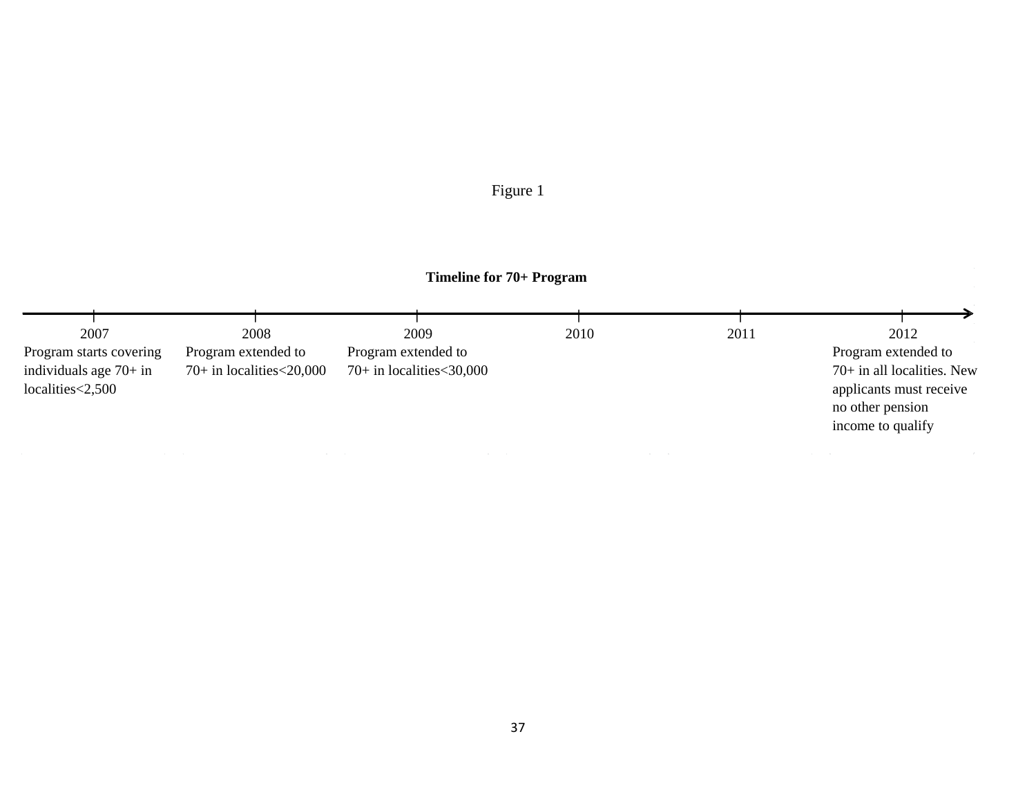Figure 1

**Timeline for 70+ Program**

2007
Program starts covering individuals age 70+ in localities<2,500

2008
Program extended to 70+ in localities<20,000

2009
Program extended to 70+ in localities<30,000

2010

2011

2012
Program extended to 70+ in all localities. New applicants must receive no other pension income to qualify